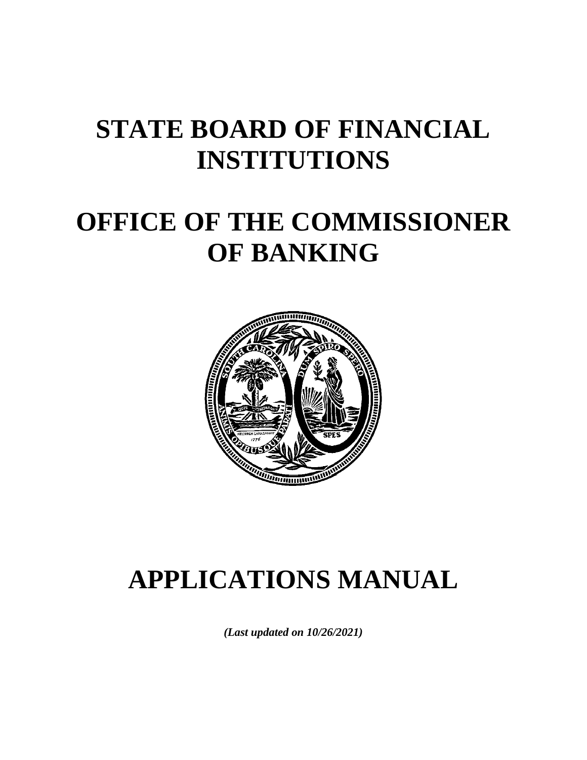# STATE BOARD OF FINANCIAL INSTITUTIONS

# OFFICE OF THE COMMISSIONER OF BANKING

# APPLICATIONS MANUAL

***(Last updated on 10/26/2021)***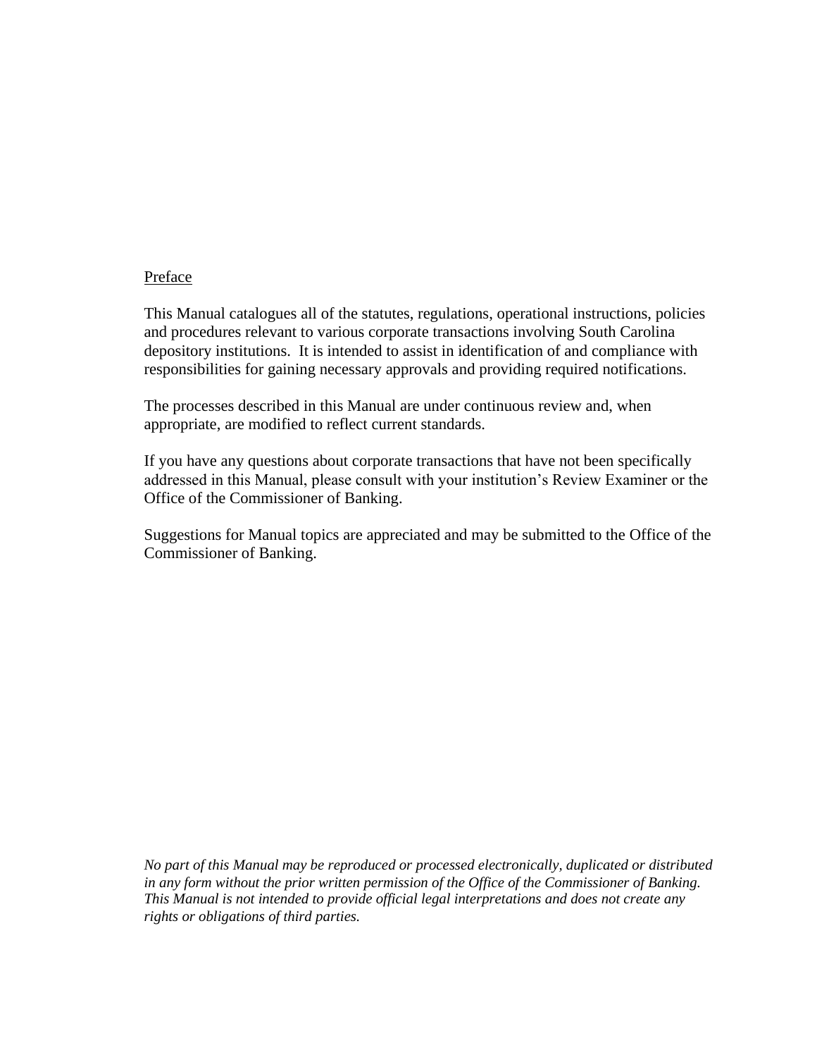## Preface

This Manual catalogues all of the statutes, regulations, operational instructions, policies and procedures relevant to various corporate transactions involving South Carolina depository institutions. It is intended to assist in identification of and compliance with responsibilities for gaining necessary approvals and providing required notifications.

The processes described in this Manual are under continuous review and, when appropriate, are modified to reflect current standards.

If you have any questions about corporate transactions that have not been specifically addressed in this Manual, please consult with your institution's Review Examiner or the Office of the Commissioner of Banking.

Suggestions for Manual topics are appreciated and may be submitted to the Office of the Commissioner of Banking.

*No part of this Manual may be reproduced or processed electronically, duplicated or distributed in any form without the prior written permission of the Office of the Commissioner of Banking. This Manual is not intended to provide official legal interpretations and does not create any rights or obligations of third parties.*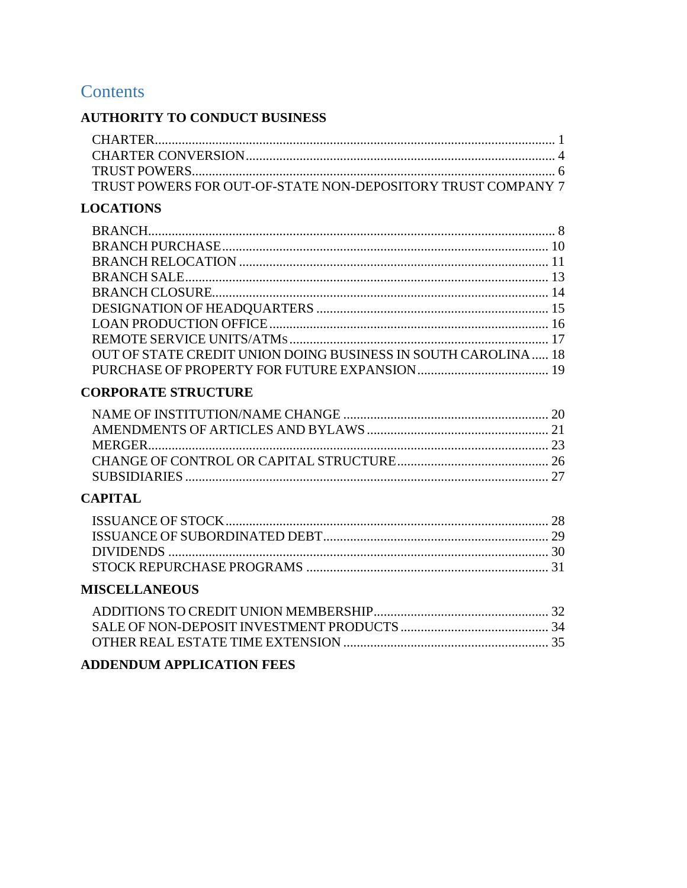# Contents

## AUTHORITY TO CONDUCT BUSINESS

- CHARTER ........ 1
- CHARTER CONVERSION ........ 4
- TRUST POWERS ........ 6
- TRUST POWERS FOR OUT-OF-STATE NON-DEPOSITORY TRUST COMPANY 7

## LOCATIONS

- BRANCH ........ 8
- BRANCH PURCHASE ........ 10
- BRANCH RELOCATION ........ 11
- BRANCH SALE ........ 13
- BRANCH CLOSURE ........ 14
- DESIGNATION OF HEADQUARTERS ........ 15
- LOAN PRODUCTION OFFICE ........ 16
- REMOTE SERVICE UNITS/ATMS ........ 17
- OUT OF STATE CREDIT UNION DOING BUSINESS IN SOUTH CAROLINA ........ 18
- PURCHASE OF PROPERTY FOR FUTURE EXPANSION ........ 19

## CORPORATE STRUCTURE

- NAME OF INSTITUTION/NAME CHANGE ........ 20
- AMENDMENTS OF ARTICLES AND BYLAWS ........ 21
- MERGER ........ 23
- CHANGE OF CONTROL OR CAPITAL STRUCTURE ........ 26
- SUBSIDIARIES ........ 27

## CAPITAL

- ISSUANCE OF STOCK ........ 28
- ISSUANCE OF SUBORDINATED DEBT ........ 29
- DIVIDENDS ........ 30
- STOCK REPURCHASE PROGRAMS ........ 31

## MISCELLANEOUS

- ADDITIONS TO CREDIT UNION MEMBERSHIP ........ 32
- SALE OF NON-DEPOSIT INVESTMENT PRODUCTS ........ 34
- OTHER REAL ESTATE TIME EXTENSION ........ 35

## ADDENDUM APPLICATION FEES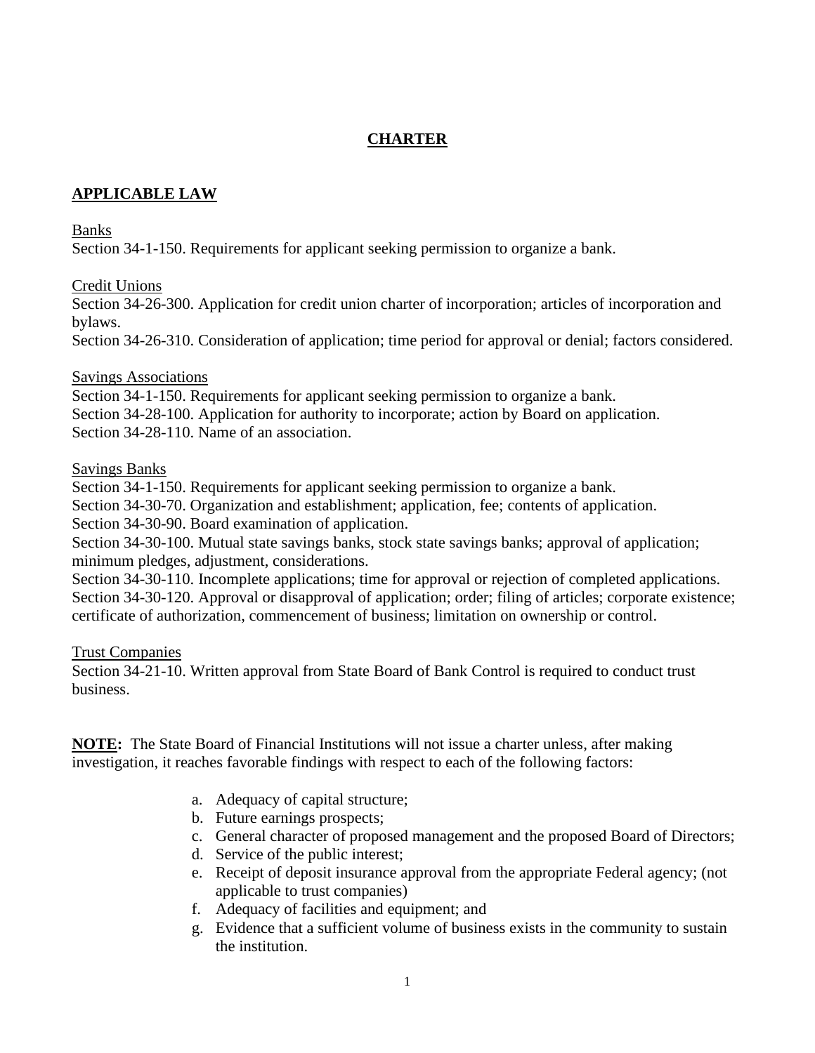# CHARTER

## APPLICABLE LAW

Banks

Section 34-1-150. Requirements for applicant seeking permission to organize a bank.

Credit Unions

Section 34-26-300. Application for credit union charter of incorporation; articles of incorporation and bylaws.

Section 34-26-310. Consideration of application; time period for approval or denial; factors considered.

Savings Associations

Section 34-1-150. Requirements for applicant seeking permission to organize a bank.

Section 34-28-100. Application for authority to incorporate; action by Board on application.

Section 34-28-110. Name of an association.

Savings Banks

Section 34-1-150. Requirements for applicant seeking permission to organize a bank.

Section 34-30-70. Organization and establishment; application, fee; contents of application.

Section 34-30-90. Board examination of application.

Section 34-30-100. Mutual state savings banks, stock state savings banks; approval of application; minimum pledges, adjustment, considerations.

Section 34-30-110. Incomplete applications; time for approval or rejection of completed applications.

Section 34-30-120. Approval or disapproval of application; order; filing of articles; corporate existence; certificate of authorization, commencement of business; limitation on ownership or control.

Trust Companies

Section 34-21-10. Written approval from State Board of Bank Control is required to conduct trust business.

**NOTE:** The State Board of Financial Institutions will not issue a charter unless, after making investigation, it reaches favorable findings with respect to each of the following factors:

a. Adequacy of capital structure;
b. Future earnings prospects;
c. General character of proposed management and the proposed Board of Directors;
d. Service of the public interest;
e. Receipt of deposit insurance approval from the appropriate Federal agency; (not applicable to trust companies)
f. Adequacy of facilities and equipment; and
g. Evidence that a sufficient volume of business exists in the community to sustain the institution.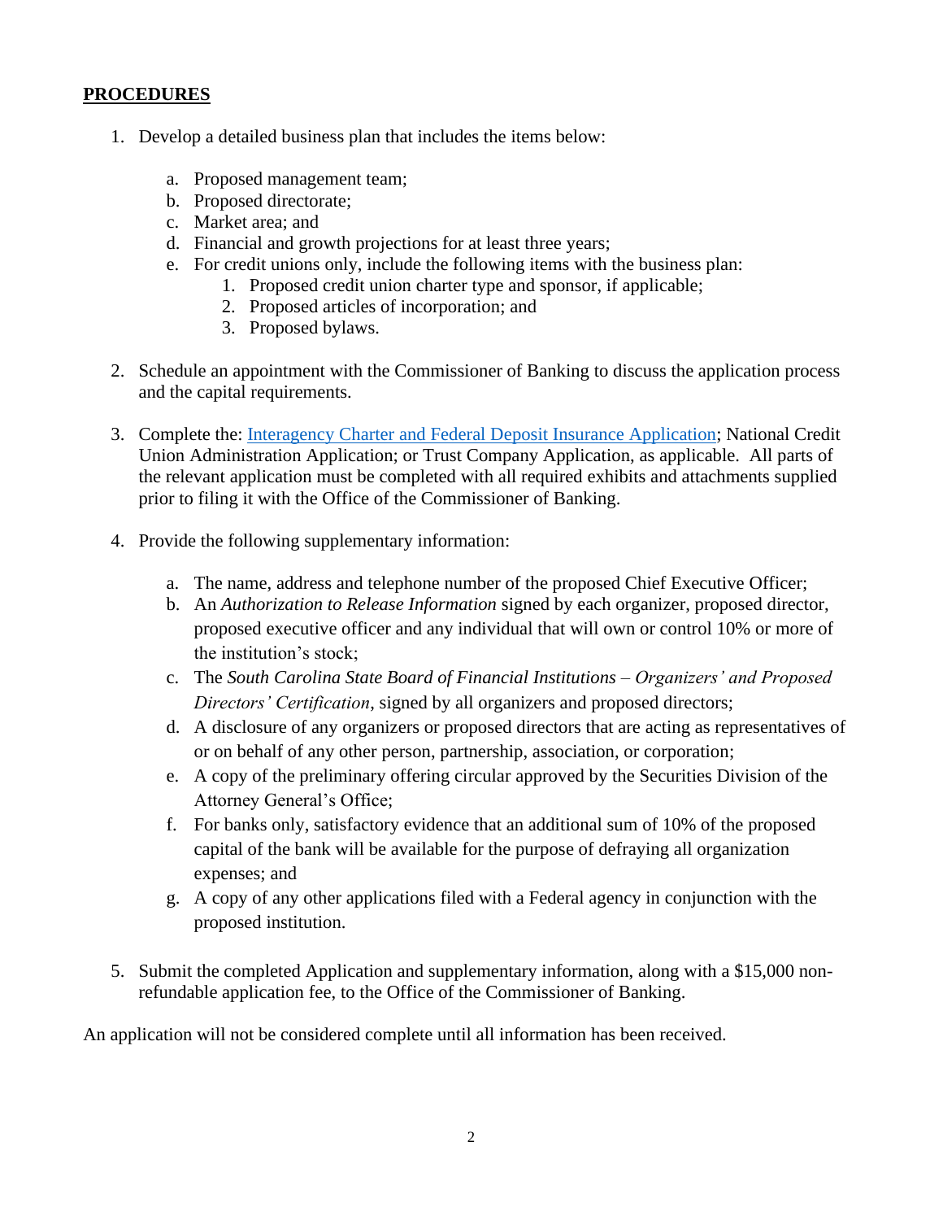## PROCEDURES

1. Develop a detailed business plan that includes the items below:

   a. Proposed management team;
   b. Proposed directorate;
   c. Market area; and
   d. Financial and growth projections for at least three years;
   e. For credit unions only, include the following items with the business plan:
      1. Proposed credit union charter type and sponsor, if applicable;
      2. Proposed articles of incorporation; and
      3. Proposed bylaws.

2. Schedule an appointment with the Commissioner of Banking to discuss the application process and the capital requirements.

3. Complete the: [Interagency Charter and Federal Deposit Insurance Application]; National Credit Union Administration Application; or Trust Company Application, as applicable. All parts of the relevant application must be completed with all required exhibits and attachments supplied prior to filing it with the Office of the Commissioner of Banking.

4. Provide the following supplementary information:

   a. The name, address and telephone number of the proposed Chief Executive Officer;
   b. An *Authorization to Release Information* signed by each organizer, proposed director, proposed executive officer and any individual that will own or control 10% or more of the institution's stock;
   c. The *South Carolina State Board of Financial Institutions – Organizers' and Proposed Directors' Certification*, signed by all organizers and proposed directors;
   d. A disclosure of any organizers or proposed directors that are acting as representatives of or on behalf of any other person, partnership, association, or corporation;
   e. A copy of the preliminary offering circular approved by the Securities Division of the Attorney General's Office;
   f. For banks only, satisfactory evidence that an additional sum of 10% of the proposed capital of the bank will be available for the purpose of defraying all organization expenses; and
   g. A copy of any other applications filed with a Federal agency in conjunction with the proposed institution.

5. Submit the completed Application and supplementary information, along with a $15,000 non-refundable application fee, to the Office of the Commissioner of Banking.

An application will not be considered complete until all information has been received.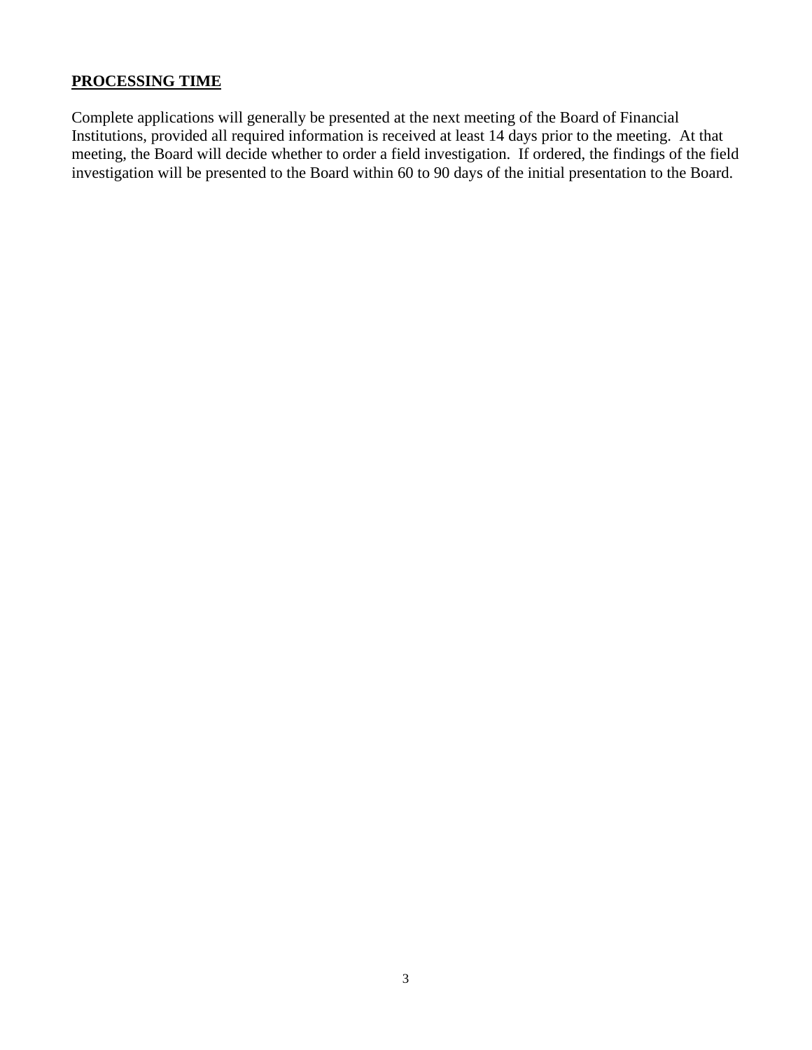## PROCESSING TIME

Complete applications will generally be presented at the next meeting of the Board of Financial Institutions, provided all required information is received at least 14 days prior to the meeting. At that meeting, the Board will decide whether to order a field investigation. If ordered, the findings of the field investigation will be presented to the Board within 60 to 90 days of the initial presentation to the Board.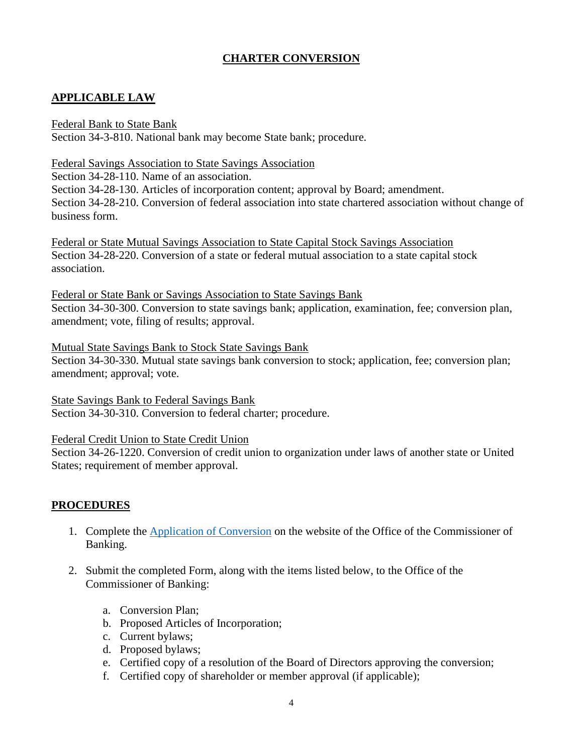## CHARTER CONVERSION

### APPLICABLE LAW

Federal Bank to State Bank
Section 34-3-810. National bank may become State bank; procedure.

Federal Savings Association to State Savings Association
Section 34-28-110. Name of an association.
Section 34-28-130. Articles of incorporation content; approval by Board; amendment.
Section 34-28-210. Conversion of federal association into state chartered association without change of business form.

Federal or State Mutual Savings Association to State Capital Stock Savings Association
Section 34-28-220. Conversion of a state or federal mutual association to a state capital stock association.

Federal or State Bank or Savings Association to State Savings Bank
Section 34-30-300. Conversion to state savings bank; application, examination, fee; conversion plan, amendment; vote, filing of results; approval.

Mutual State Savings Bank to Stock State Savings Bank
Section 34-30-330. Mutual state savings bank conversion to stock; application, fee; conversion plan; amendment; approval; vote.

State Savings Bank to Federal Savings Bank
Section 34-30-310. Conversion to federal charter; procedure.

Federal Credit Union to State Credit Union
Section 34-26-1220. Conversion of credit union to organization under laws of another state or United States; requirement of member approval.

### PROCEDURES

1. Complete the Application of Conversion on the website of the Office of the Commissioner of Banking.
2. Submit the completed Form, along with the items listed below, to the Office of the Commissioner of Banking:
    a. Conversion Plan;
    b. Proposed Articles of Incorporation;
    c. Current bylaws;
    d. Proposed bylaws;
    e. Certified copy of a resolution of the Board of Directors approving the conversion;
    f. Certified copy of shareholder or member approval (if applicable);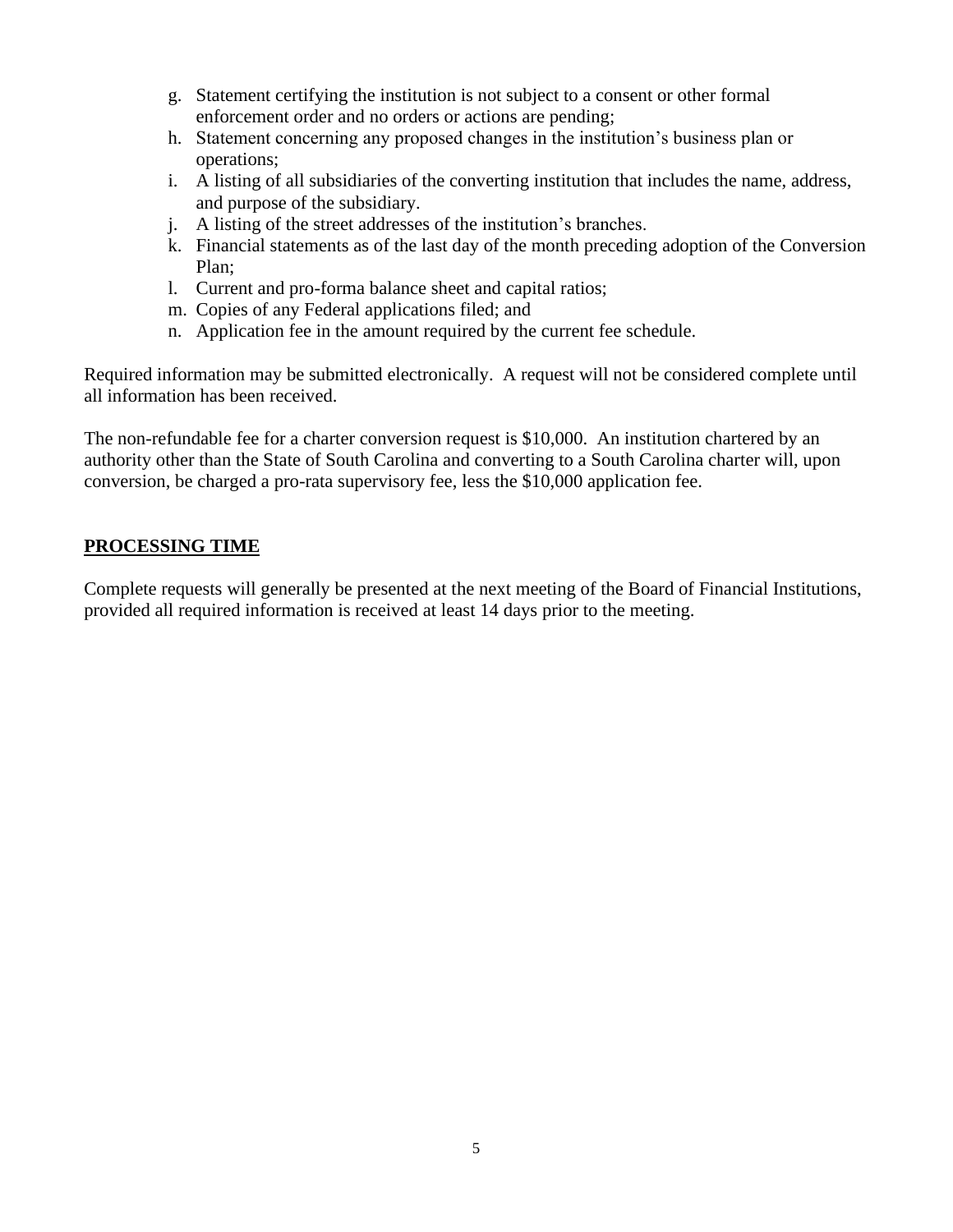g. Statement certifying the institution is not subject to a consent or other formal enforcement order and no orders or actions are pending;
h. Statement concerning any proposed changes in the institution's business plan or operations;
i. A listing of all subsidiaries of the converting institution that includes the name, address, and purpose of the subsidiary.
j. A listing of the street addresses of the institution's branches.
k. Financial statements as of the last day of the month preceding adoption of the Conversion Plan;
l. Current and pro-forma balance sheet and capital ratios;
m. Copies of any Federal applications filed; and
n. Application fee in the amount required by the current fee schedule.

Required information may be submitted electronically. A request will not be considered complete until all information has been received.

The non-refundable fee for a charter conversion request is $10,000. An institution chartered by an authority other than the State of South Carolina and converting to a South Carolina charter will, upon conversion, be charged a pro-rata supervisory fee, less the $10,000 application fee.

## **PROCESSING TIME**

Complete requests will generally be presented at the next meeting of the Board of Financial Institutions, provided all required information is received at least 14 days prior to the meeting.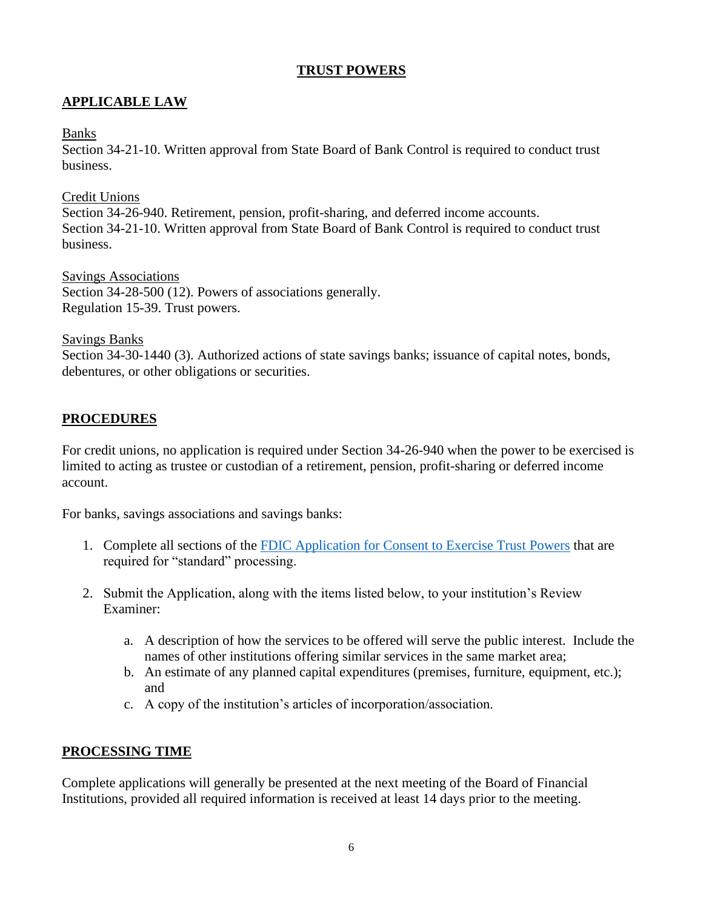# TRUST POWERS

## APPLICABLE LAW

Banks
Section 34-21-10. Written approval from State Board of Bank Control is required to conduct trust business.

Credit Unions
Section 34-26-940. Retirement, pension, profit-sharing, and deferred income accounts.
Section 34-21-10. Written approval from State Board of Bank Control is required to conduct trust business.

Savings Associations
Section 34-28-500 (12). Powers of associations generally.
Regulation 15-39. Trust powers.

Savings Banks
Section 34-30-1440 (3). Authorized actions of state savings banks; issuance of capital notes, bonds, debentures, or other obligations or securities.

## PROCEDURES

For credit unions, no application is required under Section 34-26-940 when the power to be exercised is limited to acting as trustee or custodian of a retirement, pension, profit-sharing or deferred income account.

For banks, savings associations and savings banks:

1. Complete all sections of the FDIC Application for Consent to Exercise Trust Powers that are required for "standard" processing.
2. Submit the Application, along with the items listed below, to your institution's Review Examiner:
   a. A description of how the services to be offered will serve the public interest. Include the names of other institutions offering similar services in the same market area;
   b. An estimate of any planned capital expenditures (premises, furniture, equipment, etc.); and
   c. A copy of the institution's articles of incorporation/association.

## PROCESSING TIME

Complete applications will generally be presented at the next meeting of the Board of Financial Institutions, provided all required information is received at least 14 days prior to the meeting.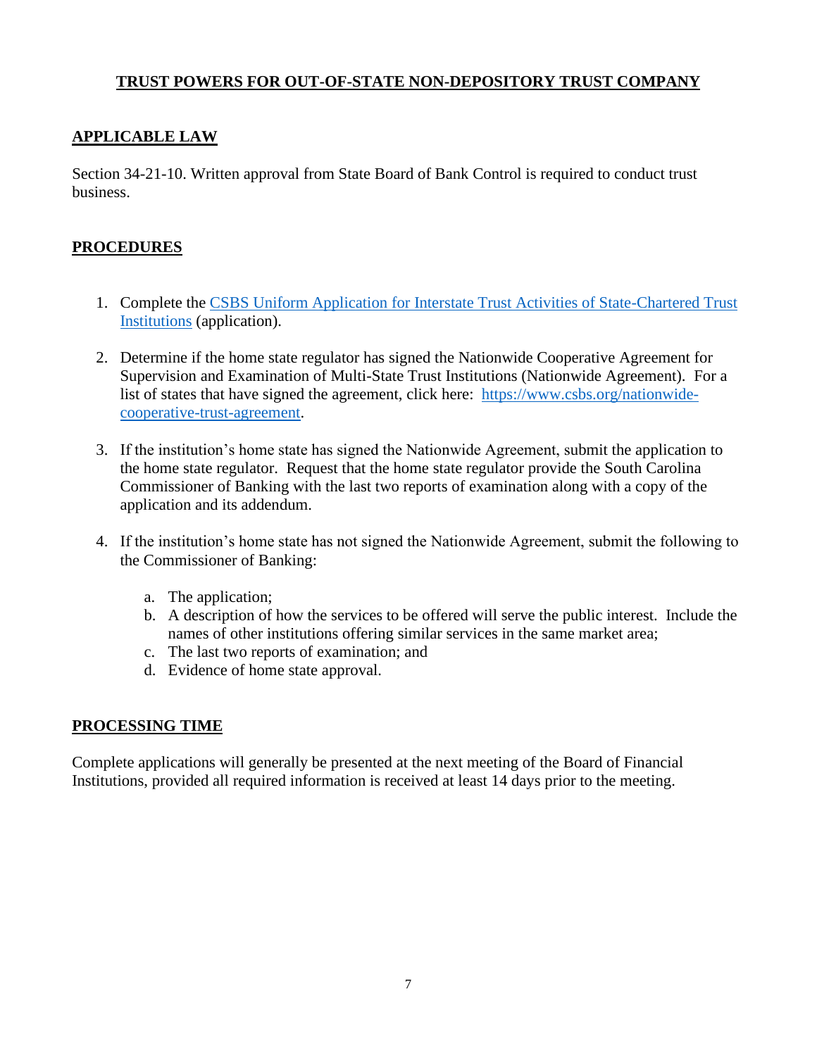# TRUST POWERS FOR OUT-OF-STATE NON-DEPOSITORY TRUST COMPANY

## APPLICABLE LAW

Section 34-21-10. Written approval from State Board of Bank Control is required to conduct trust business.

## PROCEDURES

1. Complete the [CSBS Uniform Application for Interstate Trust Activities of State-Chartered Trust Institutions]() (application).

2. Determine if the home state regulator has signed the Nationwide Cooperative Agreement for Supervision and Examination of Multi-State Trust Institutions (Nationwide Agreement). For a list of states that have signed the agreement, click here: [https://www.csbs.org/nationwide-cooperative-trust-agreement](https://www.csbs.org/nationwide-cooperative-trust-agreement).

3. If the institution's home state has signed the Nationwide Agreement, submit the application to the home state regulator. Request that the home state regulator provide the South Carolina Commissioner of Banking with the last two reports of examination along with a copy of the application and its addendum.

4. If the institution's home state has not signed the Nationwide Agreement, submit the following to the Commissioner of Banking:

   a. The application;
   b. A description of how the services to be offered will serve the public interest. Include the names of other institutions offering similar services in the same market area;
   c. The last two reports of examination; and
   d. Evidence of home state approval.

## PROCESSING TIME

Complete applications will generally be presented at the next meeting of the Board of Financial Institutions, provided all required information is received at least 14 days prior to the meeting.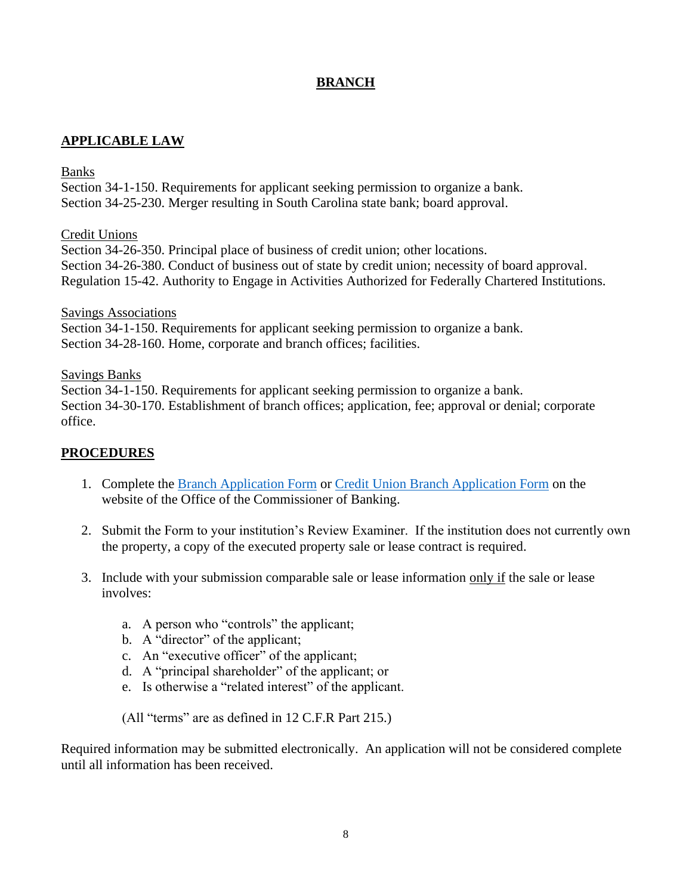## BRANCH

### APPLICABLE LAW

Banks
Section 34-1-150. Requirements for applicant seeking permission to organize a bank.
Section 34-25-230. Merger resulting in South Carolina state bank; board approval.

Credit Unions
Section 34-26-350. Principal place of business of credit union; other locations.
Section 34-26-380. Conduct of business out of state by credit union; necessity of board approval.
Regulation 15-42. Authority to Engage in Activities Authorized for Federally Chartered Institutions.

Savings Associations
Section 34-1-150. Requirements for applicant seeking permission to organize a bank.
Section 34-28-160. Home, corporate and branch offices; facilities.

Savings Banks
Section 34-1-150. Requirements for applicant seeking permission to organize a bank.
Section 34-30-170. Establishment of branch offices; application, fee; approval or denial; corporate office.

### PROCEDURES

1. Complete the Branch Application Form or Credit Union Branch Application Form on the website of the Office of the Commissioner of Banking.

2. Submit the Form to your institution's Review Examiner. If the institution does not currently own the property, a copy of the executed property sale or lease contract is required.

3. Include with your submission comparable sale or lease information only if the sale or lease involves:

   a. A person who "controls" the applicant;
   b. A "director" of the applicant;
   c. An "executive officer" of the applicant;
   d. A "principal shareholder" of the applicant; or
   e. Is otherwise a "related interest" of the applicant.

   (All "terms" are as defined in 12 C.F.R Part 215.)

Required information may be submitted electronically. An application will not be considered complete until all information has been received.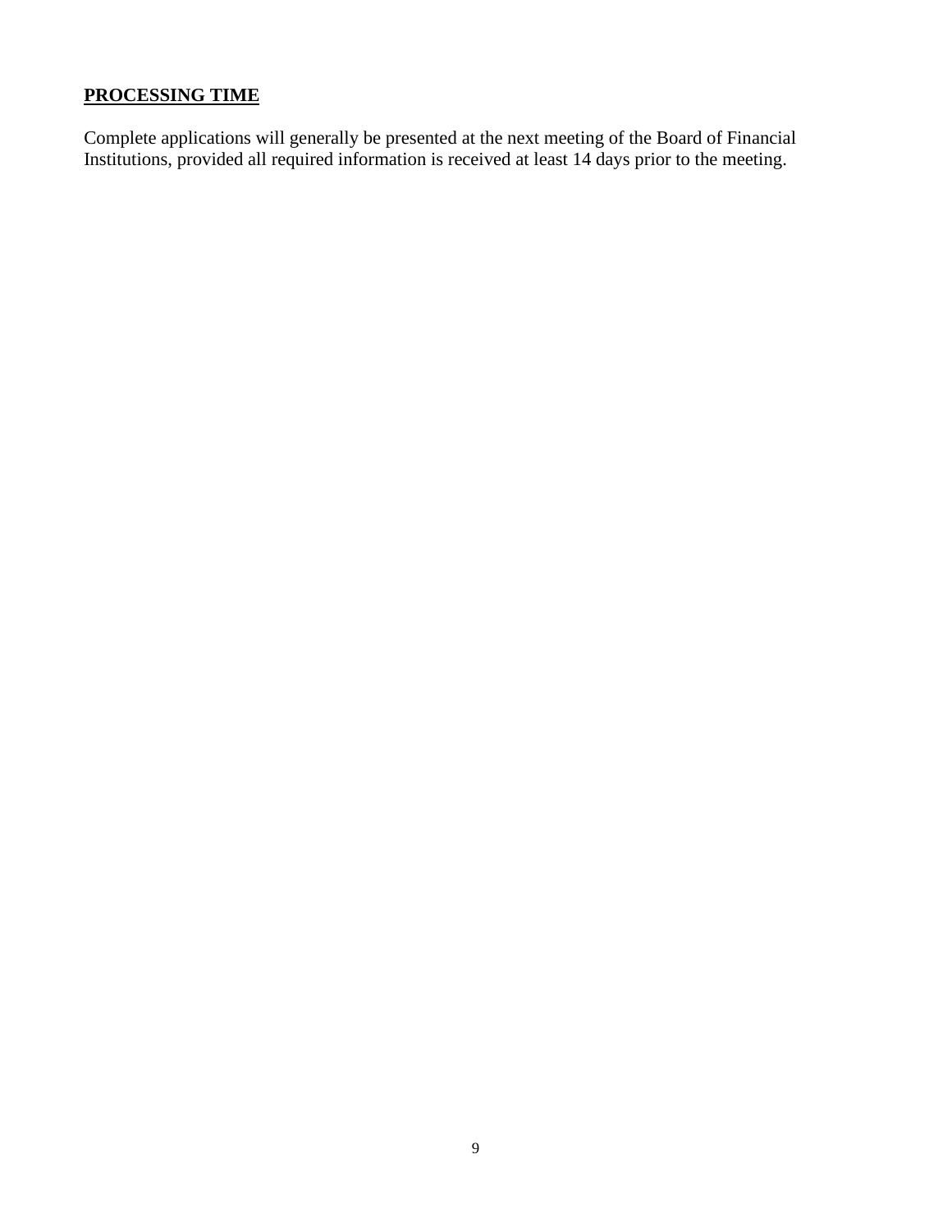**PROCESSING TIME**

Complete applications will generally be presented at the next meeting of the Board of Financial Institutions, provided all required information is received at least 14 days prior to the meeting.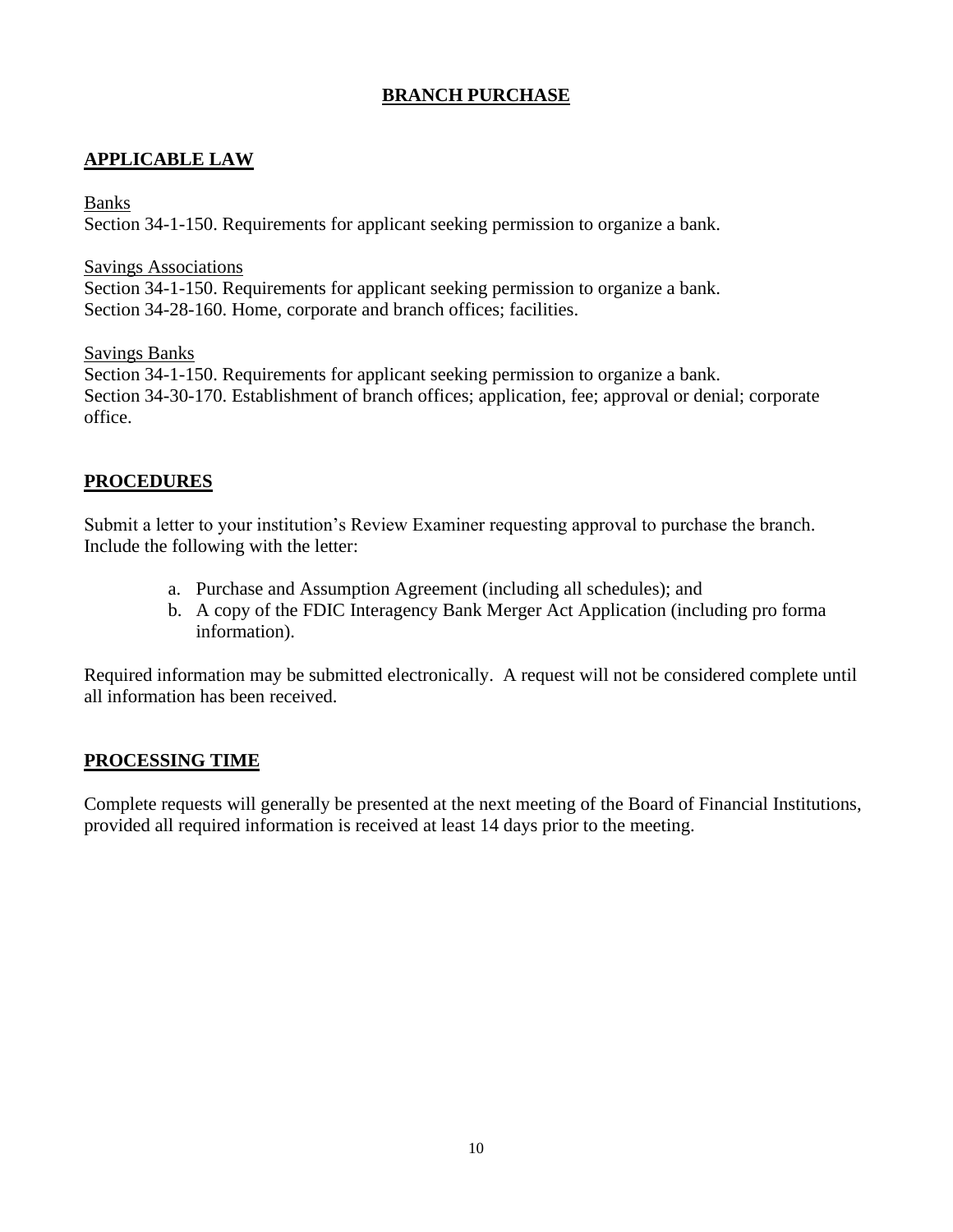# BRANCH PURCHASE

## APPLICABLE LAW

Banks
Section 34-1-150. Requirements for applicant seeking permission to organize a bank.

Savings Associations
Section 34-1-150. Requirements for applicant seeking permission to organize a bank.
Section 34-28-160. Home, corporate and branch offices; facilities.

Savings Banks
Section 34-1-150. Requirements for applicant seeking permission to organize a bank.
Section 34-30-170. Establishment of branch offices; application, fee; approval or denial; corporate office.

## PROCEDURES

Submit a letter to your institution's Review Examiner requesting approval to purchase the branch. Include the following with the letter:

a. Purchase and Assumption Agreement (including all schedules); and
b. A copy of the FDIC Interagency Bank Merger Act Application (including pro forma information).

Required information may be submitted electronically. A request will not be considered complete until all information has been received.

## PROCESSING TIME

Complete requests will generally be presented at the next meeting of the Board of Financial Institutions, provided all required information is received at least 14 days prior to the meeting.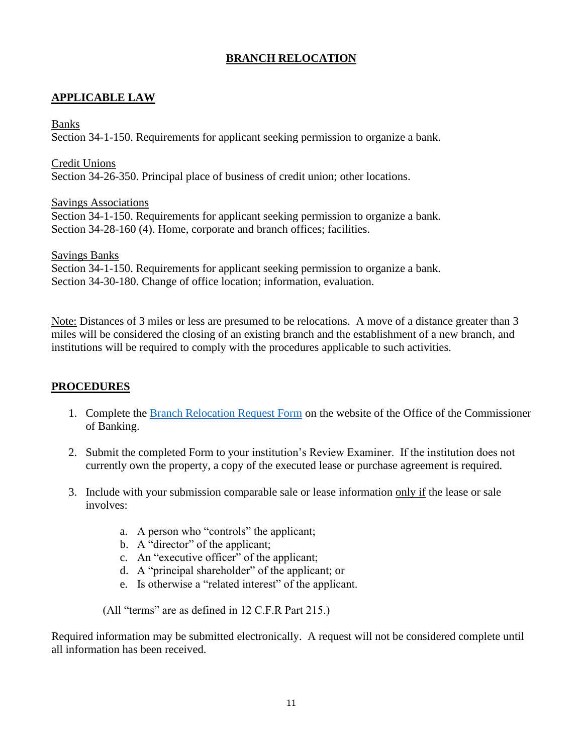# BRANCH RELOCATION

## APPLICABLE LAW

Banks
Section 34-1-150. Requirements for applicant seeking permission to organize a bank.

Credit Unions
Section 34-26-350. Principal place of business of credit union; other locations.

Savings Associations
Section 34-1-150. Requirements for applicant seeking permission to organize a bank.
Section 34-28-160 (4). Home, corporate and branch offices; facilities.

Savings Banks
Section 34-1-150. Requirements for applicant seeking permission to organize a bank.
Section 34-30-180. Change of office location; information, evaluation.

Note: Distances of 3 miles or less are presumed to be relocations. A move of a distance greater than 3 miles will be considered the closing of an existing branch and the establishment of a new branch, and institutions will be required to comply with the procedures applicable to such activities.

## PROCEDURES

1. Complete the Branch Relocation Request Form on the website of the Office of the Commissioner of Banking.

2. Submit the completed Form to your institution's Review Examiner. If the institution does not currently own the property, a copy of the executed lease or purchase agreement is required.

3. Include with your submission comparable sale or lease information only if the lease or sale involves:

   a. A person who "controls" the applicant;
   b. A "director" of the applicant;
   c. An "executive officer" of the applicant;
   d. A "principal shareholder" of the applicant; or
   e. Is otherwise a "related interest" of the applicant.

   (All "terms" are as defined in 12 C.F.R Part 215.)

Required information may be submitted electronically. A request will not be considered complete until all information has been received.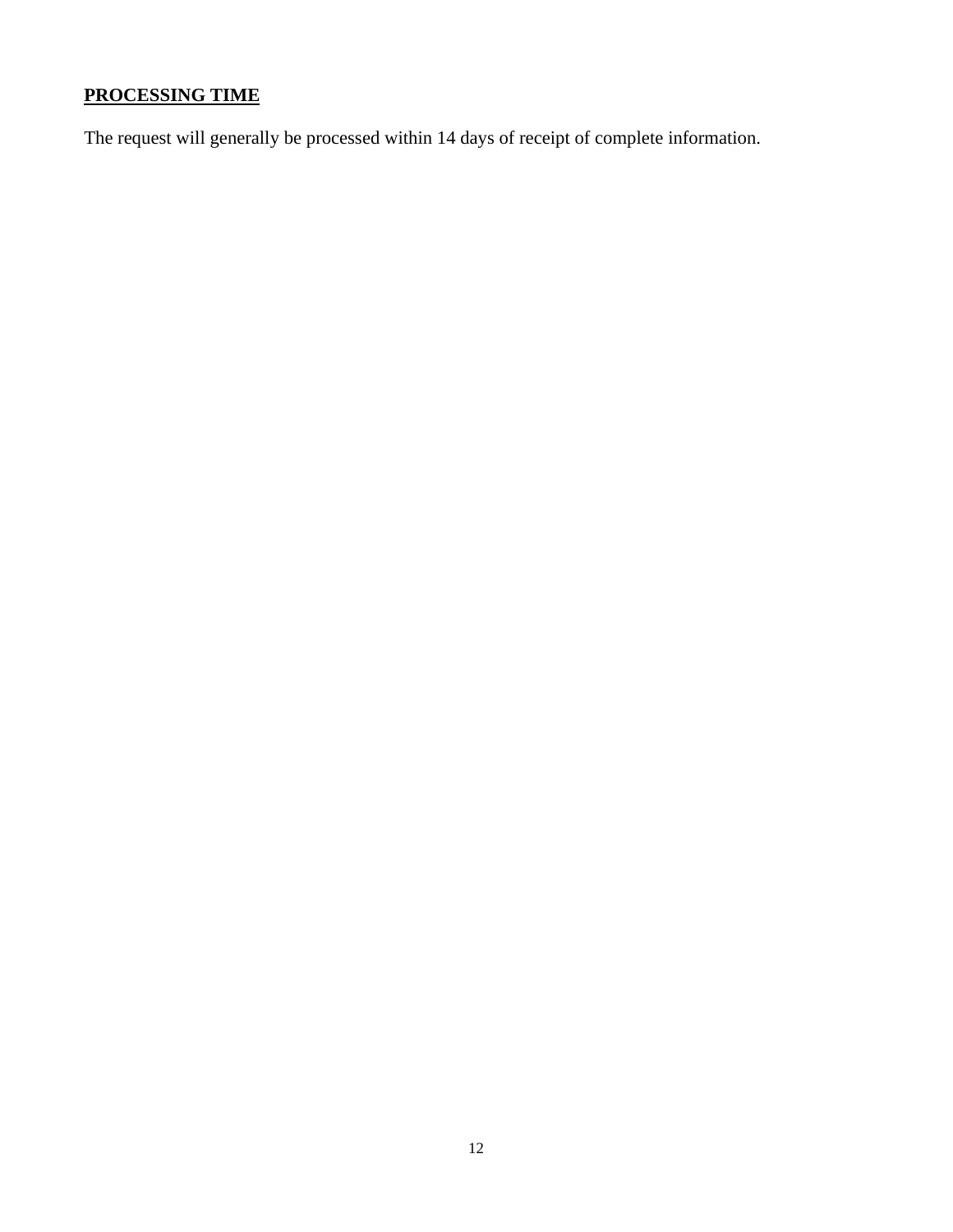## **PROCESSING TIME**

The request will generally be processed within 14 days of receipt of complete information.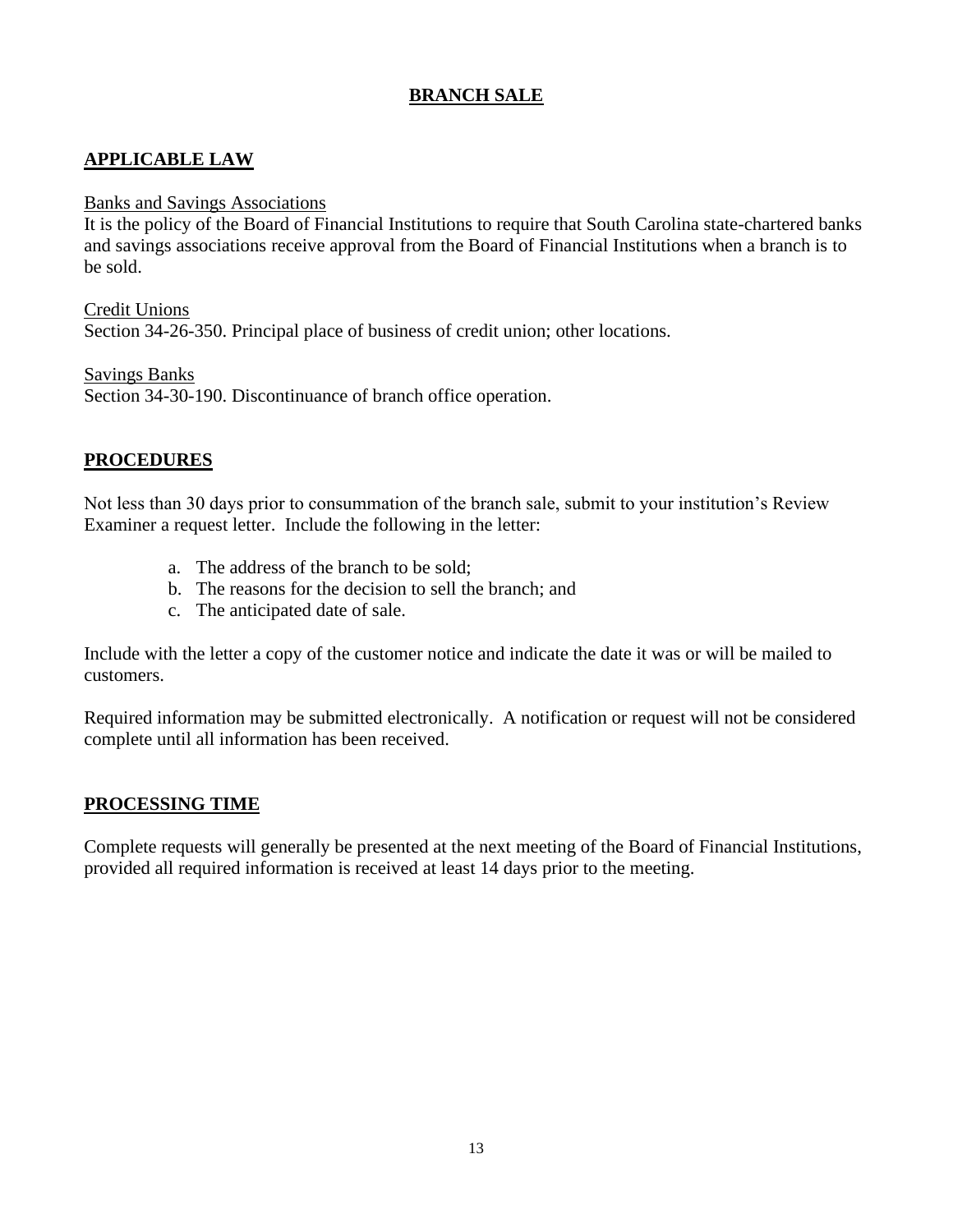# BRANCH SALE

## APPLICABLE LAW

Banks and Savings Associations

It is the policy of the Board of Financial Institutions to require that South Carolina state-chartered banks and savings associations receive approval from the Board of Financial Institutions when a branch is to be sold.

Credit Unions

Section 34-26-350. Principal place of business of credit union; other locations.

Savings Banks

Section 34-30-190. Discontinuance of branch office operation.

## PROCEDURES

Not less than 30 days prior to consummation of the branch sale, submit to your institution's Review Examiner a request letter. Include the following in the letter:

a. The address of the branch to be sold;
b. The reasons for the decision to sell the branch; and
c. The anticipated date of sale.

Include with the letter a copy of the customer notice and indicate the date it was or will be mailed to customers.

Required information may be submitted electronically. A notification or request will not be considered complete until all information has been received.

## PROCESSING TIME

Complete requests will generally be presented at the next meeting of the Board of Financial Institutions, provided all required information is received at least 14 days prior to the meeting.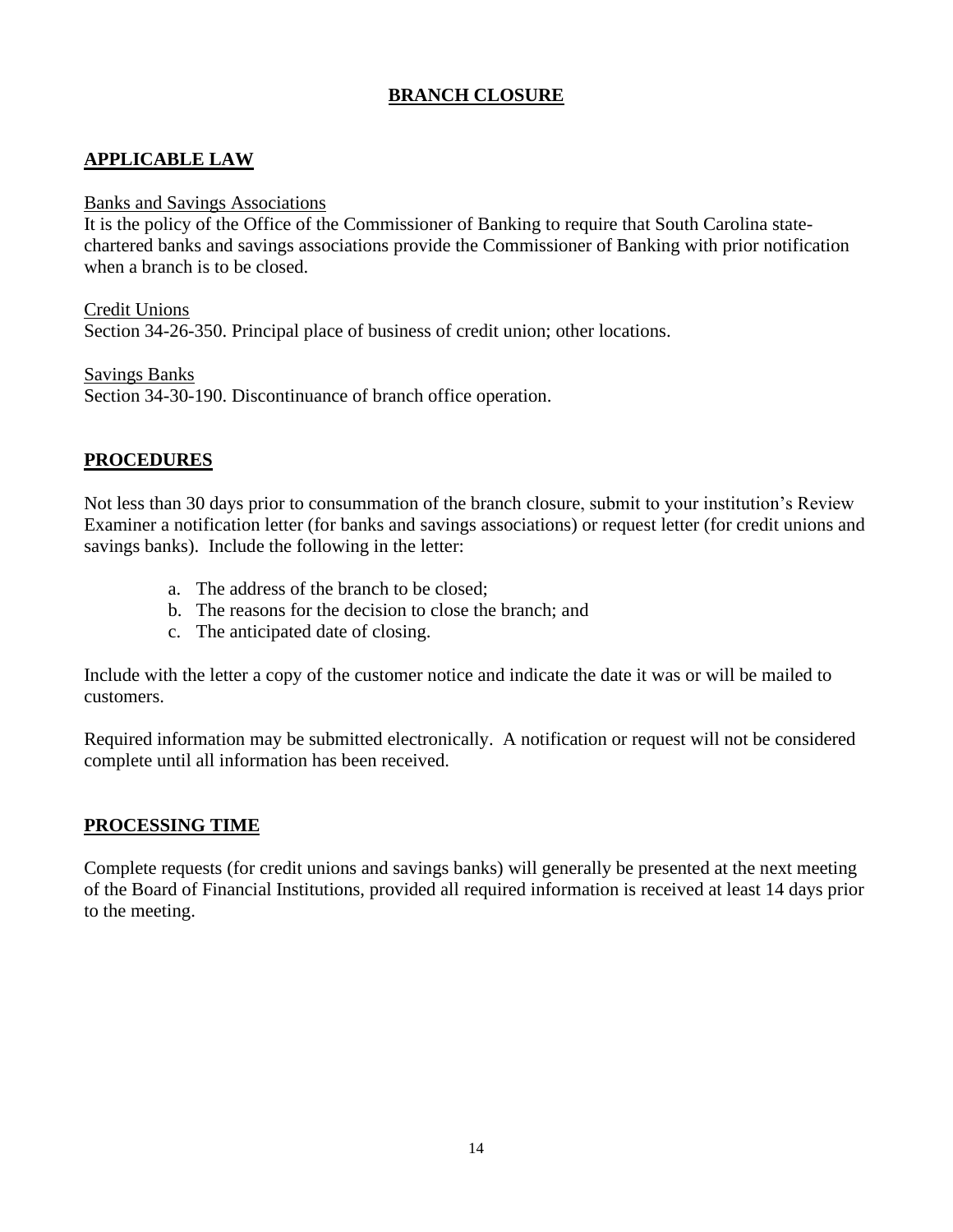# BRANCH CLOSURE

## APPLICABLE LAW

Banks and Savings Associations

It is the policy of the Office of the Commissioner of Banking to require that South Carolina state-chartered banks and savings associations provide the Commissioner of Banking with prior notification when a branch is to be closed.

Credit Unions

Section 34-26-350. Principal place of business of credit union; other locations.

Savings Banks

Section 34-30-190. Discontinuance of branch office operation.

## PROCEDURES

Not less than 30 days prior to consummation of the branch closure, submit to your institution's Review Examiner a notification letter (for banks and savings associations) or request letter (for credit unions and savings banks). Include the following in the letter:

a. The address of the branch to be closed;
b. The reasons for the decision to close the branch; and
c. The anticipated date of closing.

Include with the letter a copy of the customer notice and indicate the date it was or will be mailed to customers.

Required information may be submitted electronically. A notification or request will not be considered complete until all information has been received.

## PROCESSING TIME

Complete requests (for credit unions and savings banks) will generally be presented at the next meeting of the Board of Financial Institutions, provided all required information is received at least 14 days prior to the meeting.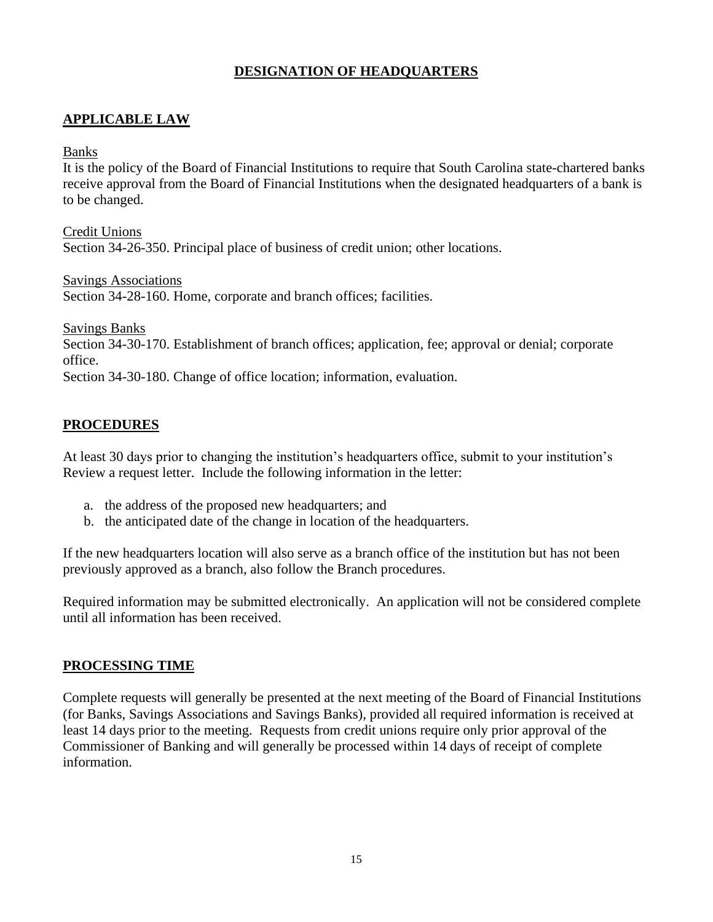# DESIGNATION OF HEADQUARTERS

## APPLICABLE LAW

Banks

It is the policy of the Board of Financial Institutions to require that South Carolina state-chartered banks receive approval from the Board of Financial Institutions when the designated headquarters of a bank is to be changed.

Credit Unions

Section 34-26-350. Principal place of business of credit union; other locations.

Savings Associations

Section 34-28-160. Home, corporate and branch offices; facilities.

Savings Banks

Section 34-30-170. Establishment of branch offices; application, fee; approval or denial; corporate office.

Section 34-30-180. Change of office location; information, evaluation.

## PROCEDURES

At least 30 days prior to changing the institution's headquarters office, submit to your institution's Review a request letter. Include the following information in the letter:

a. the address of the proposed new headquarters; and
b. the anticipated date of the change in location of the headquarters.

If the new headquarters location will also serve as a branch office of the institution but has not been previously approved as a branch, also follow the Branch procedures.

Required information may be submitted electronically. An application will not be considered complete until all information has been received.

## PROCESSING TIME

Complete requests will generally be presented at the next meeting of the Board of Financial Institutions (for Banks, Savings Associations and Savings Banks), provided all required information is received at least 14 days prior to the meeting. Requests from credit unions require only prior approval of the Commissioner of Banking and will generally be processed within 14 days of receipt of complete information.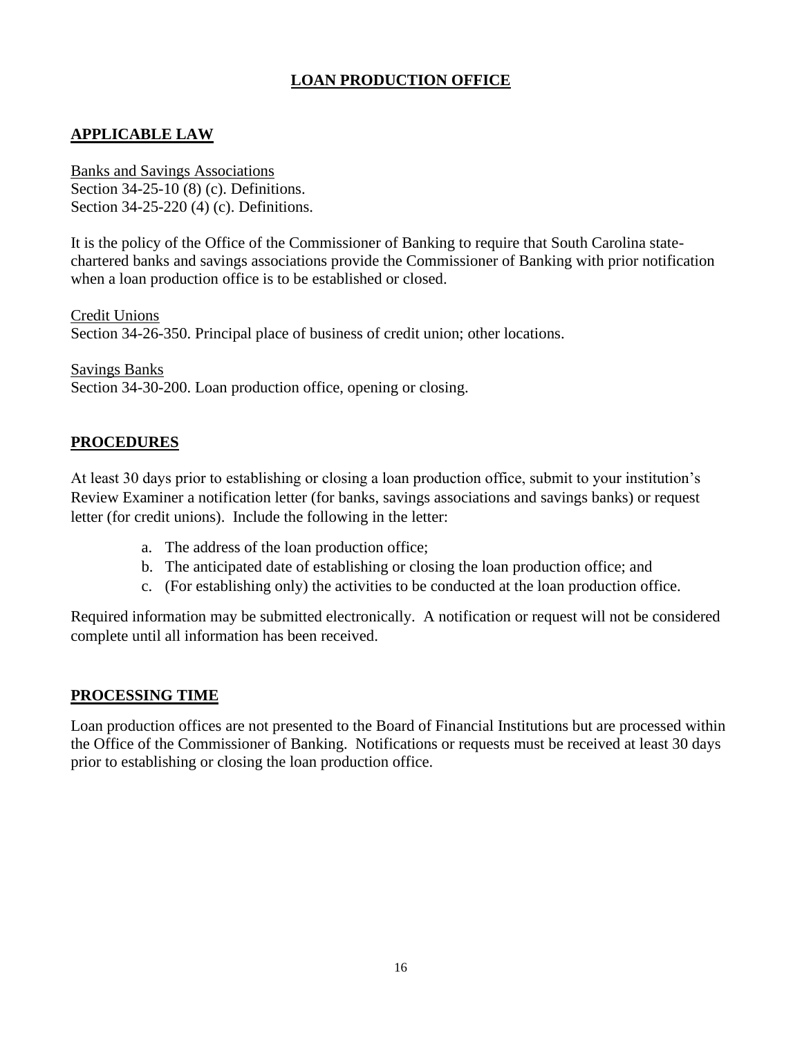# LOAN PRODUCTION OFFICE

## APPLICABLE LAW

Banks and Savings Associations
Section 34-25-10 (8) (c). Definitions.
Section 34-25-220 (4) (c). Definitions.

It is the policy of the Office of the Commissioner of Banking to require that South Carolina state-chartered banks and savings associations provide the Commissioner of Banking with prior notification when a loan production office is to be established or closed.

Credit Unions
Section 34-26-350. Principal place of business of credit union; other locations.

Savings Banks
Section 34-30-200. Loan production office, opening or closing.

## PROCEDURES

At least 30 days prior to establishing or closing a loan production office, submit to your institution's Review Examiner a notification letter (for banks, savings associations and savings banks) or request letter (for credit unions). Include the following in the letter:

a. The address of the loan production office;
b. The anticipated date of establishing or closing the loan production office; and
c. (For establishing only) the activities to be conducted at the loan production office.

Required information may be submitted electronically. A notification or request will not be considered complete until all information has been received.

## PROCESSING TIME

Loan production offices are not presented to the Board of Financial Institutions but are processed within the Office of the Commissioner of Banking. Notifications or requests must be received at least 30 days prior to establishing or closing the loan production office.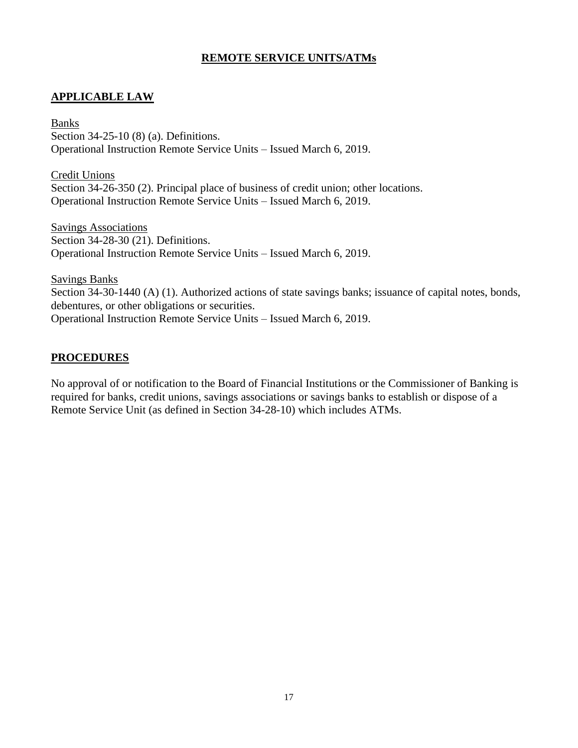# REMOTE SERVICE UNITS/ATMs

## APPLICABLE LAW

Banks
Section 34-25-10 (8) (a). Definitions.
Operational Instruction Remote Service Units – Issued March 6, 2019.

Credit Unions
Section 34-26-350 (2). Principal place of business of credit union; other locations.
Operational Instruction Remote Service Units – Issued March 6, 2019.

Savings Associations
Section 34-28-30 (21). Definitions.
Operational Instruction Remote Service Units – Issued March 6, 2019.

Savings Banks
Section 34-30-1440 (A) (1). Authorized actions of state savings banks; issuance of capital notes, bonds, debentures, or other obligations or securities.
Operational Instruction Remote Service Units – Issued March 6, 2019.

## PROCEDURES

No approval of or notification to the Board of Financial Institutions or the Commissioner of Banking is required for banks, credit unions, savings associations or savings banks to establish or dispose of a Remote Service Unit (as defined in Section 34-28-10) which includes ATMs.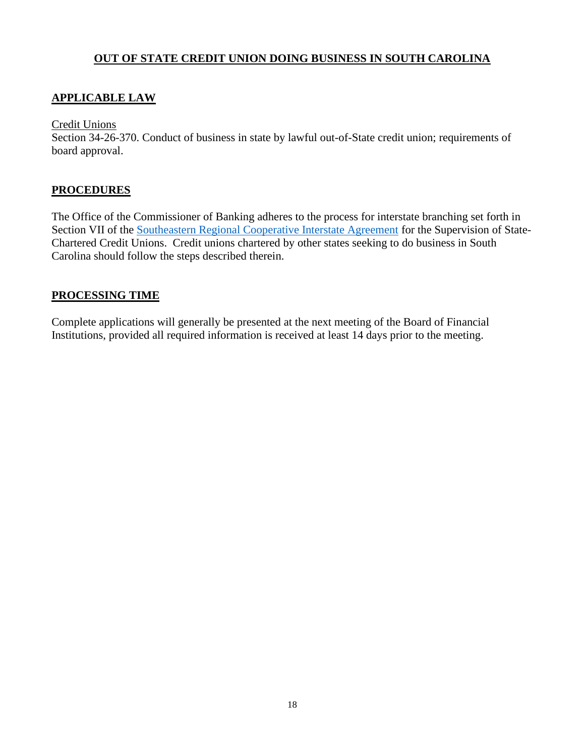# OUT OF STATE CREDIT UNION DOING BUSINESS IN SOUTH CAROLINA

## APPLICABLE LAW

Credit Unions

Section 34-26-370. Conduct of business in state by lawful out-of-State credit union; requirements of board approval.

## PROCEDURES

The Office of the Commissioner of Banking adheres to the process for interstate branching set forth in Section VII of the Southeastern Regional Cooperative Interstate Agreement for the Supervision of State-Chartered Credit Unions. Credit unions chartered by other states seeking to do business in South Carolina should follow the steps described therein.

## PROCESSING TIME

Complete applications will generally be presented at the next meeting of the Board of Financial Institutions, provided all required information is received at least 14 days prior to the meeting.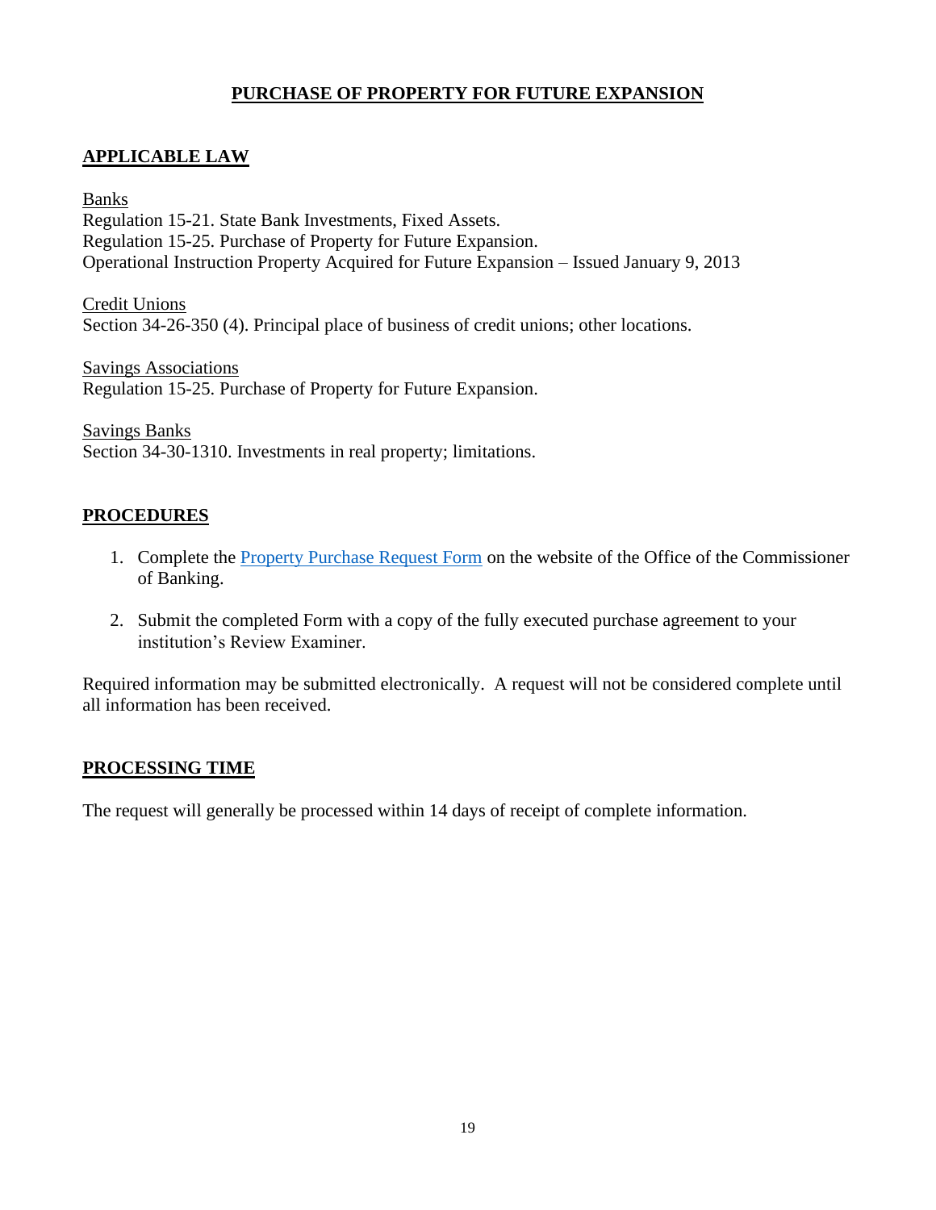# PURCHASE OF PROPERTY FOR FUTURE EXPANSION

## APPLICABLE LAW

Banks
Regulation 15-21. State Bank Investments, Fixed Assets.
Regulation 15-25. Purchase of Property for Future Expansion.
Operational Instruction Property Acquired for Future Expansion – Issued January 9, 2013

Credit Unions
Section 34-26-350 (4). Principal place of business of credit unions; other locations.

Savings Associations
Regulation 15-25. Purchase of Property for Future Expansion.

Savings Banks
Section 34-30-1310. Investments in real property; limitations.

## PROCEDURES

1. Complete the Property Purchase Request Form on the website of the Office of the Commissioner of Banking.
2. Submit the completed Form with a copy of the fully executed purchase agreement to your institution's Review Examiner.

Required information may be submitted electronically. A request will not be considered complete until all information has been received.

## PROCESSING TIME

The request will generally be processed within 14 days of receipt of complete information.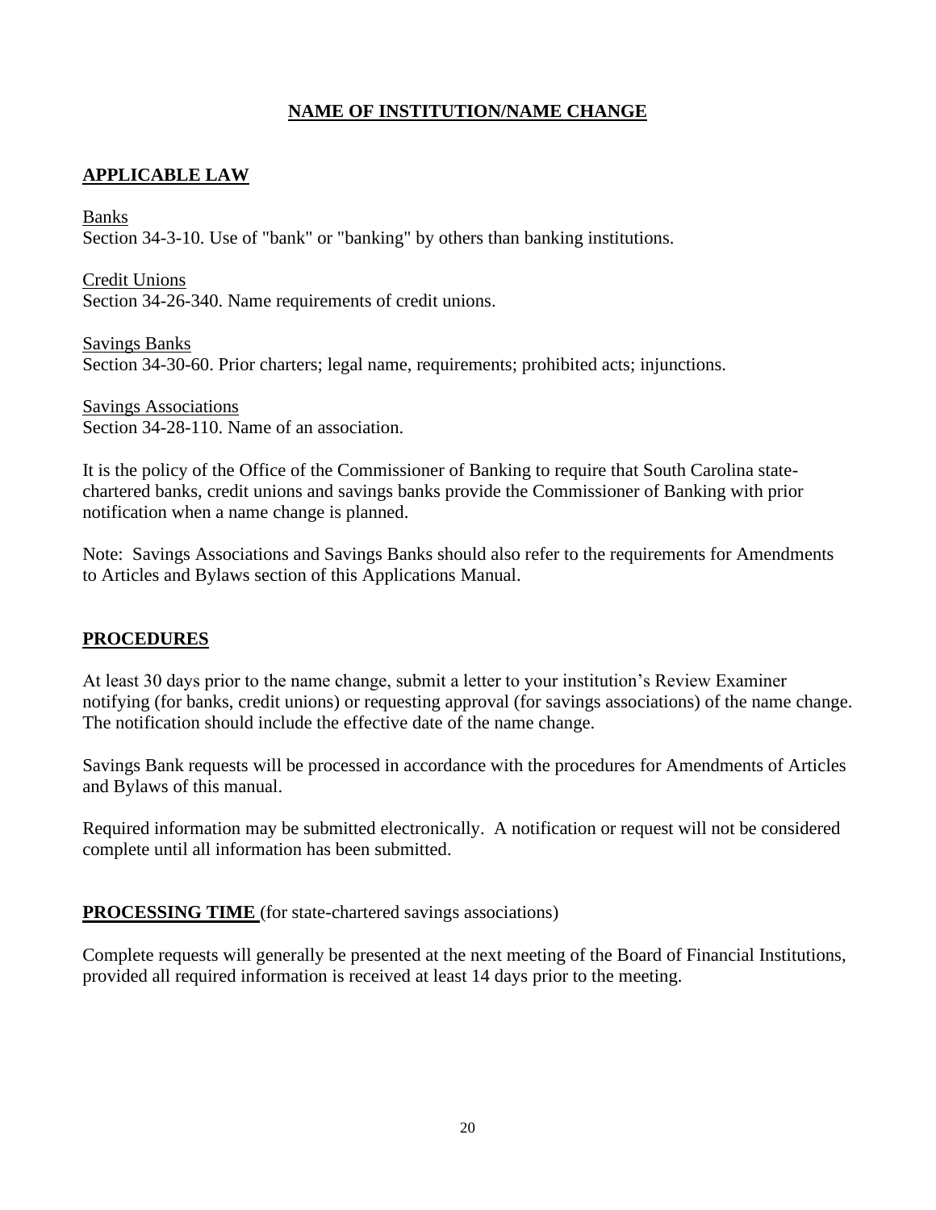# NAME OF INSTITUTION/NAME CHANGE

## APPLICABLE LAW

Banks
Section 34-3-10. Use of "bank" or "banking" by others than banking institutions.

Credit Unions
Section 34-26-340. Name requirements of credit unions.

Savings Banks
Section 34-30-60. Prior charters; legal name, requirements; prohibited acts; injunctions.

Savings Associations
Section 34-28-110. Name of an association.

It is the policy of the Office of the Commissioner of Banking to require that South Carolina state-chartered banks, credit unions and savings banks provide the Commissioner of Banking with prior notification when a name change is planned.

Note: Savings Associations and Savings Banks should also refer to the requirements for Amendments to Articles and Bylaws section of this Applications Manual.

## PROCEDURES

At least 30 days prior to the name change, submit a letter to your institution's Review Examiner notifying (for banks, credit unions) or requesting approval (for savings associations) of the name change. The notification should include the effective date of the name change.

Savings Bank requests will be processed in accordance with the procedures for Amendments of Articles and Bylaws of this manual.

Required information may be submitted electronically. A notification or request will not be considered complete until all information has been submitted.

## PROCESSING TIME (for state-chartered savings associations)

Complete requests will generally be presented at the next meeting of the Board of Financial Institutions, provided all required information is received at least 14 days prior to the meeting.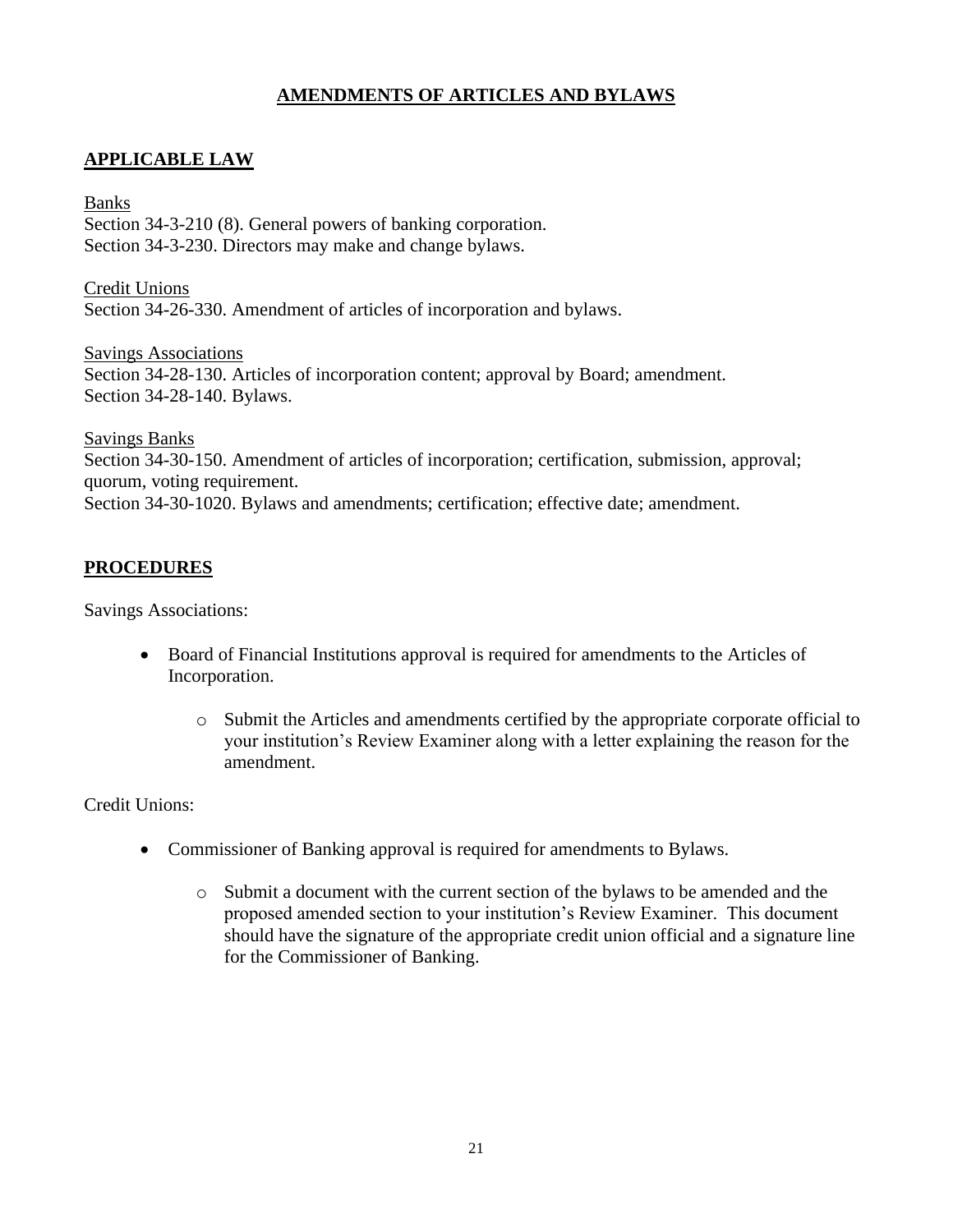# AMENDMENTS OF ARTICLES AND BYLAWS

## APPLICABLE LAW

Banks
Section 34-3-210 (8). General powers of banking corporation.
Section 34-3-230. Directors may make and change bylaws.

Credit Unions
Section 34-26-330. Amendment of articles of incorporation and bylaws.

Savings Associations
Section 34-28-130. Articles of incorporation content; approval by Board; amendment.
Section 34-28-140. Bylaws.

Savings Banks
Section 34-30-150. Amendment of articles of incorporation; certification, submission, approval; quorum, voting requirement.
Section 34-30-1020. Bylaws and amendments; certification; effective date; amendment.

## PROCEDURES

Savings Associations:

- Board of Financial Institutions approval is required for amendments to the Articles of Incorporation.
    - Submit the Articles and amendments certified by the appropriate corporate official to your institution's Review Examiner along with a letter explaining the reason for the amendment.

Credit Unions:

- Commissioner of Banking approval is required for amendments to Bylaws.
    - Submit a document with the current section of the bylaws to be amended and the proposed amended section to your institution's Review Examiner. This document should have the signature of the appropriate credit union official and a signature line for the Commissioner of Banking.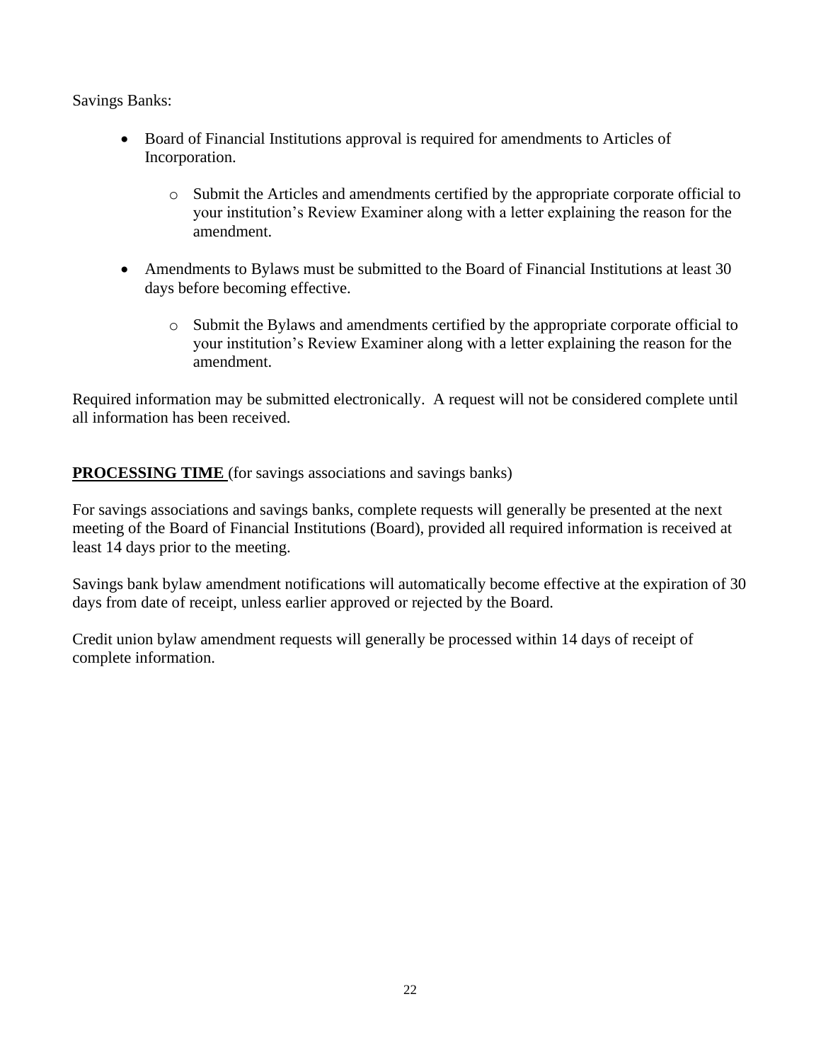Savings Banks:

- Board of Financial Institutions approval is required for amendments to Articles of Incorporation.
  - Submit the Articles and amendments certified by the appropriate corporate official to your institution's Review Examiner along with a letter explaining the reason for the amendment.
- Amendments to Bylaws must be submitted to the Board of Financial Institutions at least 30 days before becoming effective.
  - Submit the Bylaws and amendments certified by the appropriate corporate official to your institution's Review Examiner along with a letter explaining the reason for the amendment.

Required information may be submitted electronically. A request will not be considered complete until all information has been received.

**PROCESSING TIME** (for savings associations and savings banks)

For savings associations and savings banks, complete requests will generally be presented at the next meeting of the Board of Financial Institutions (Board), provided all required information is received at least 14 days prior to the meeting.

Savings bank bylaw amendment notifications will automatically become effective at the expiration of 30 days from date of receipt, unless earlier approved or rejected by the Board.

Credit union bylaw amendment requests will generally be processed within 14 days of receipt of complete information.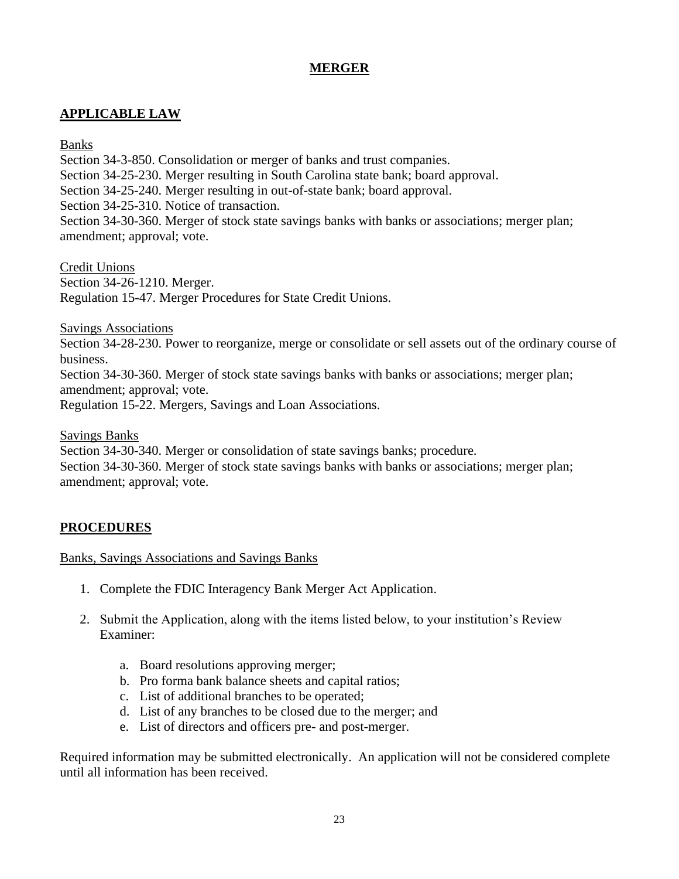# MERGER

## APPLICABLE LAW

Banks

Section 34-3-850. Consolidation or merger of banks and trust companies.
Section 34-25-230. Merger resulting in South Carolina state bank; board approval.
Section 34-25-240. Merger resulting in out-of-state bank; board approval.
Section 34-25-310. Notice of transaction.
Section 34-30-360. Merger of stock state savings banks with banks or associations; merger plan; amendment; approval; vote.

Credit Unions

Section 34-26-1210. Merger.
Regulation 15-47. Merger Procedures for State Credit Unions.

Savings Associations

Section 34-28-230. Power to reorganize, merge or consolidate or sell assets out of the ordinary course of business.
Section 34-30-360. Merger of stock state savings banks with banks or associations; merger plan; amendment; approval; vote.
Regulation 15-22. Mergers, Savings and Loan Associations.

Savings Banks

Section 34-30-340. Merger or consolidation of state savings banks; procedure.
Section 34-30-360. Merger of stock state savings banks with banks or associations; merger plan; amendment; approval; vote.

## PROCEDURES

Banks, Savings Associations and Savings Banks

1. Complete the FDIC Interagency Bank Merger Act Application.

2. Submit the Application, along with the items listed below, to your institution's Review Examiner:

   a. Board resolutions approving merger;
   b. Pro forma bank balance sheets and capital ratios;
   c. List of additional branches to be operated;
   d. List of any branches to be closed due to the merger; and
   e. List of directors and officers pre- and post-merger.

Required information may be submitted electronically. An application will not be considered complete until all information has been received.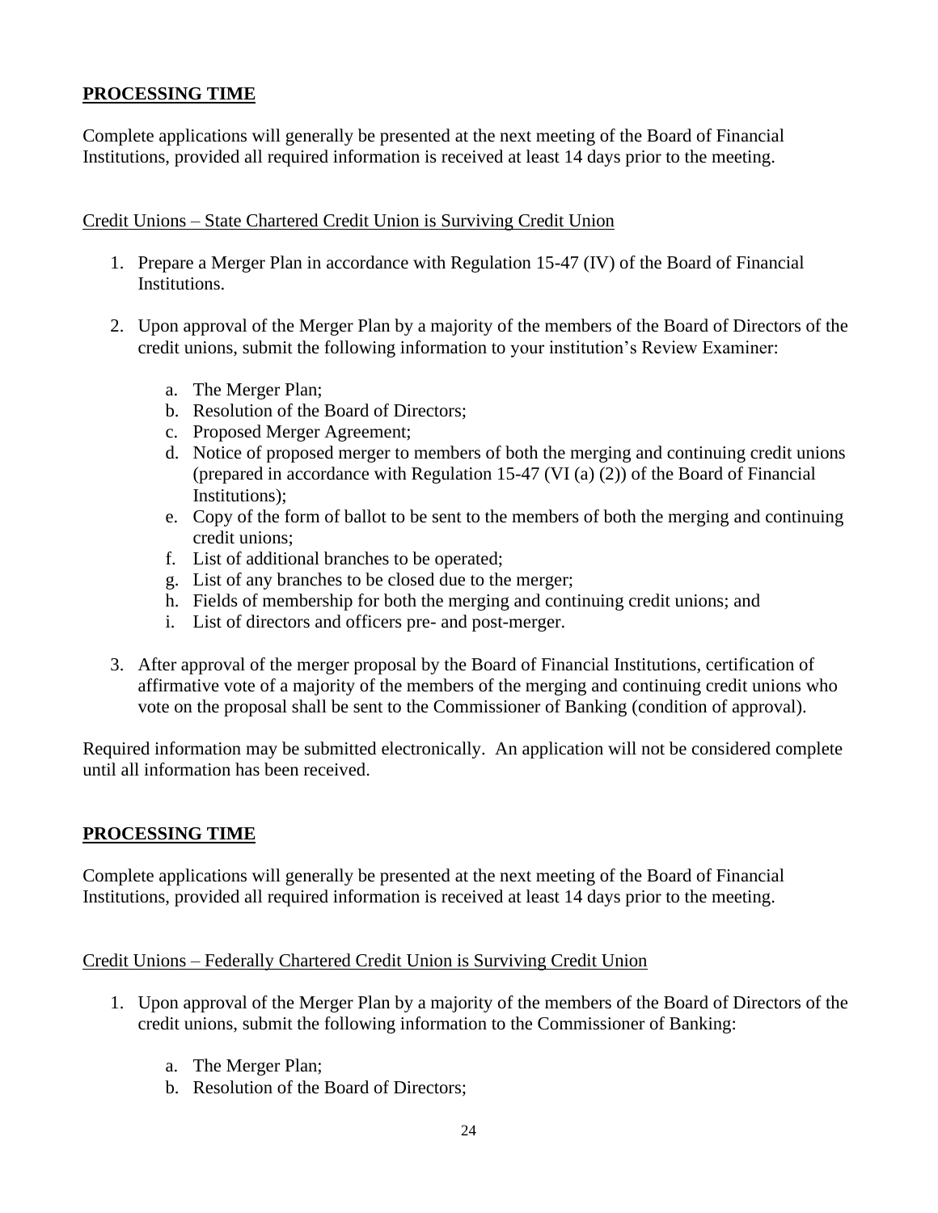## **PROCESSING TIME**

Complete applications will generally be presented at the next meeting of the Board of Financial Institutions, provided all required information is received at least 14 days prior to the meeting.

<u>Credit Unions – State Chartered Credit Union is Surviving Credit Union</u>

1. Prepare a Merger Plan in accordance with Regulation 15-47 (IV) of the Board of Financial Institutions.

2. Upon approval of the Merger Plan by a majority of the members of the Board of Directors of the credit unions, submit the following information to your institution's Review Examiner:

   a. The Merger Plan;
   b. Resolution of the Board of Directors;
   c. Proposed Merger Agreement;
   d. Notice of proposed merger to members of both the merging and continuing credit unions (prepared in accordance with Regulation 15-47 (VI (a) (2)) of the Board of Financial Institutions);
   e. Copy of the form of ballot to be sent to the members of both the merging and continuing credit unions;
   f. List of additional branches to be operated;
   g. List of any branches to be closed due to the merger;
   h. Fields of membership for both the merging and continuing credit unions; and
   i. List of directors and officers pre- and post-merger.

3. After approval of the merger proposal by the Board of Financial Institutions, certification of affirmative vote of a majority of the members of the merging and continuing credit unions who vote on the proposal shall be sent to the Commissioner of Banking (condition of approval).

Required information may be submitted electronically. An application will not be considered complete until all information has been received.

## **PROCESSING TIME**

Complete applications will generally be presented at the next meeting of the Board of Financial Institutions, provided all required information is received at least 14 days prior to the meeting.

<u>Credit Unions – Federally Chartered Credit Union is Surviving Credit Union</u>

1. Upon approval of the Merger Plan by a majority of the members of the Board of Directors of the credit unions, submit the following information to the Commissioner of Banking:

   a. The Merger Plan;
   b. Resolution of the Board of Directors;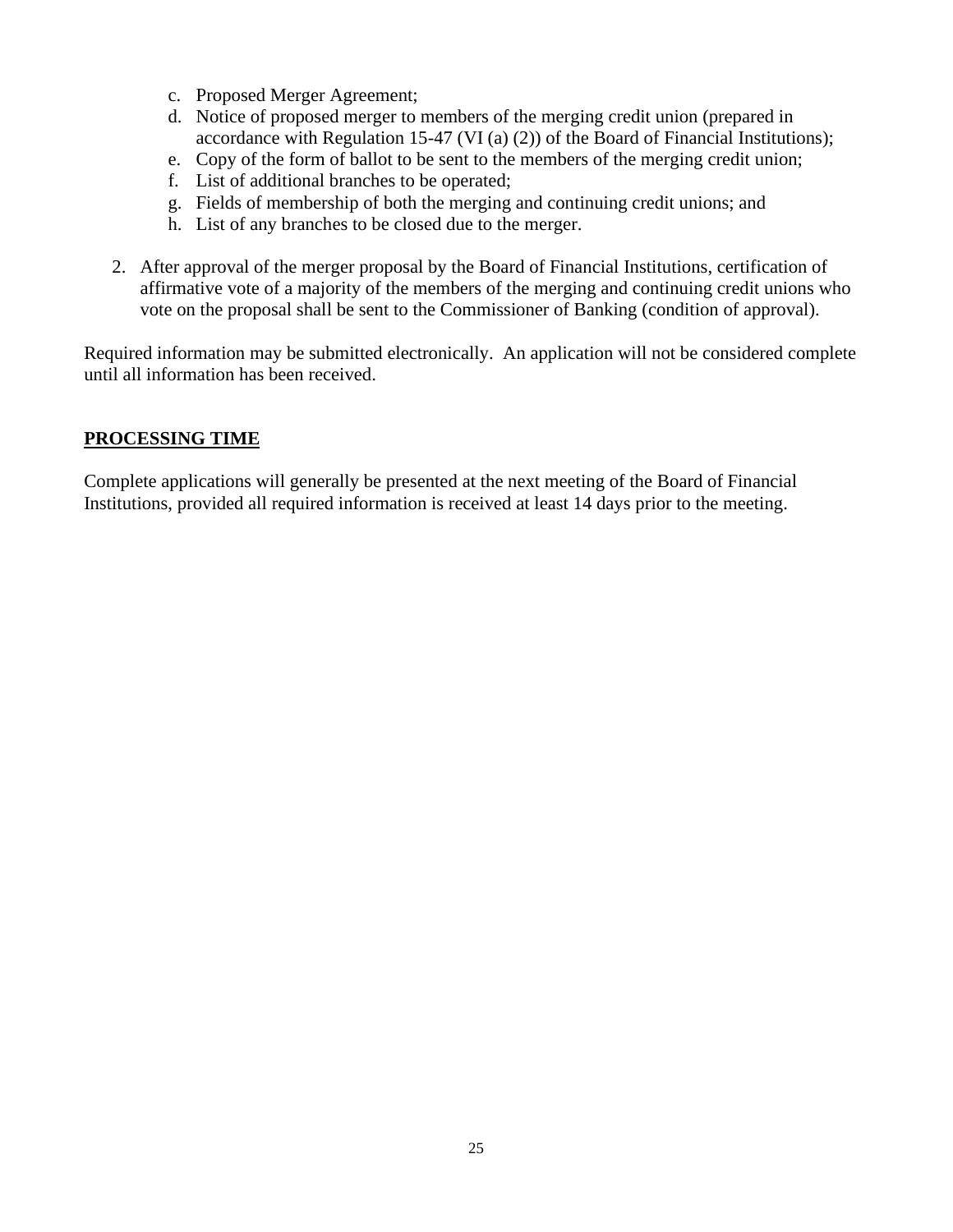c. Proposed Merger Agreement;
d. Notice of proposed merger to members of the merging credit union (prepared in accordance with Regulation 15-47 (VI (a) (2)) of the Board of Financial Institutions);
e. Copy of the form of ballot to be sent to the members of the merging credit union;
f. List of additional branches to be operated;
g. Fields of membership of both the merging and continuing credit unions; and
h. List of any branches to be closed due to the merger.

2. After approval of the merger proposal by the Board of Financial Institutions, certification of affirmative vote of a majority of the members of the merging and continuing credit unions who vote on the proposal shall be sent to the Commissioner of Banking (condition of approval).

Required information may be submitted electronically. An application will not be considered complete until all information has been received.

## **PROCESSING TIME**

Complete applications will generally be presented at the next meeting of the Board of Financial Institutions, provided all required information is received at least 14 days prior to the meeting.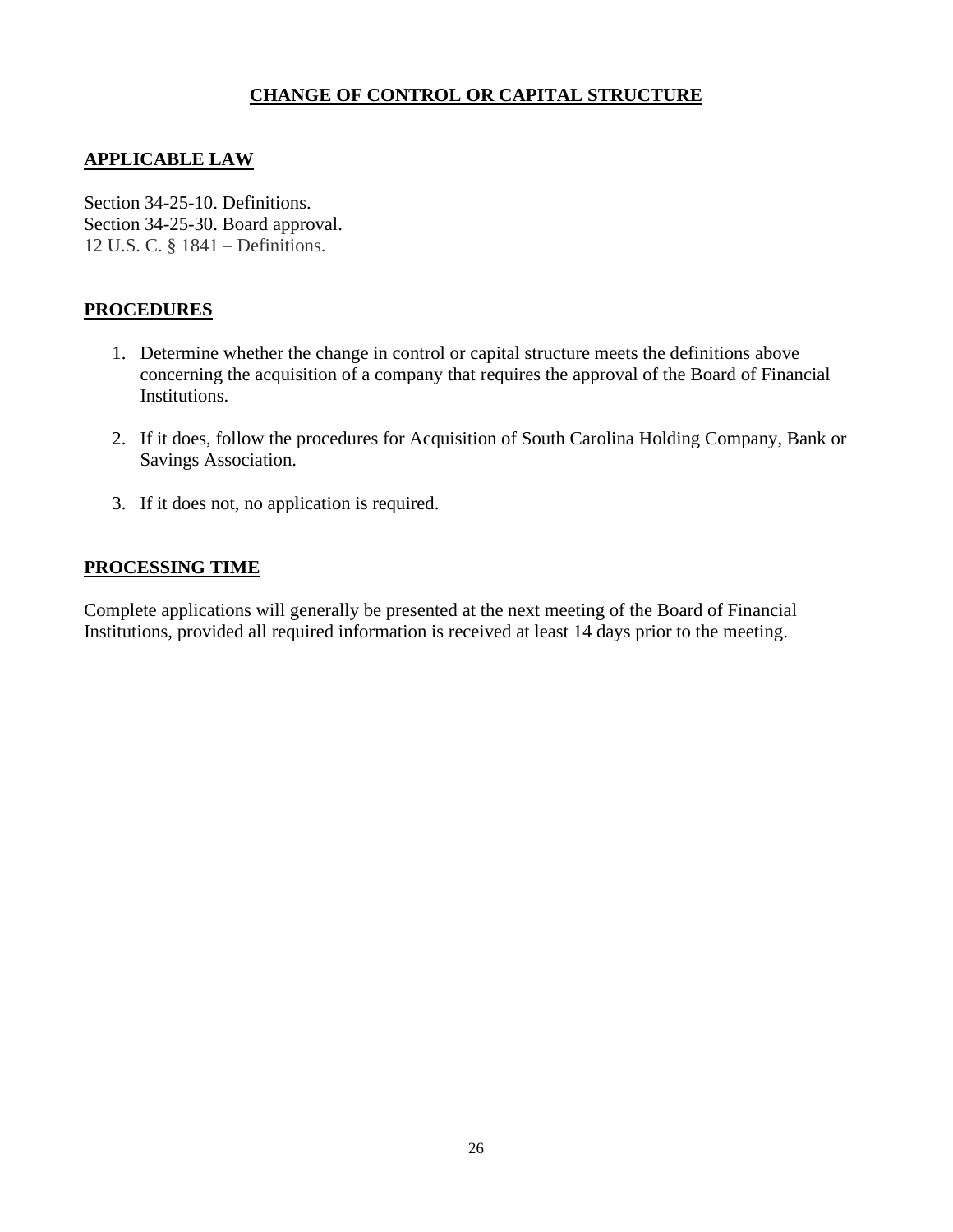## CHANGE OF CONTROL OR CAPITAL STRUCTURE

### APPLICABLE LAW

Section 34-25-10. Definitions.
Section 34-25-30. Board approval.
12 U.S. C. § 1841 – Definitions.

### PROCEDURES

1. Determine whether the change in control or capital structure meets the definitions above concerning the acquisition of a company that requires the approval of the Board of Financial Institutions.

2. If it does, follow the procedures for Acquisition of South Carolina Holding Company, Bank or Savings Association.

3. If it does not, no application is required.

### PROCESSING TIME

Complete applications will generally be presented at the next meeting of the Board of Financial Institutions, provided all required information is received at least 14 days prior to the meeting.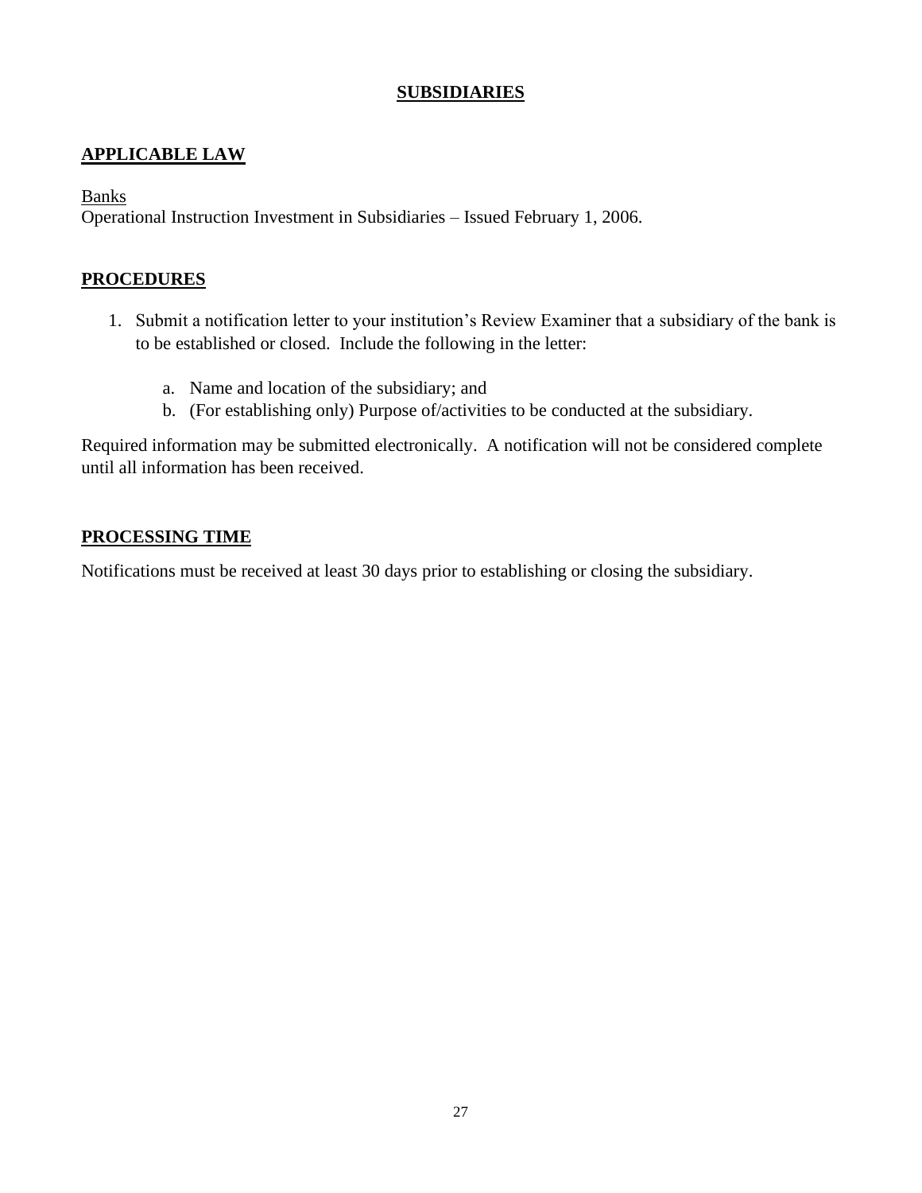# SUBSIDIARIES

## APPLICABLE LAW

Banks
Operational Instruction Investment in Subsidiaries – Issued February 1, 2006.

## PROCEDURES

1. Submit a notification letter to your institution's Review Examiner that a subsidiary of the bank is to be established or closed. Include the following in the letter:

    a. Name and location of the subsidiary; and
    b. (For establishing only) Purpose of/activities to be conducted at the subsidiary.

Required information may be submitted electronically. A notification will not be considered complete until all information has been received.

## PROCESSING TIME

Notifications must be received at least 30 days prior to establishing or closing the subsidiary.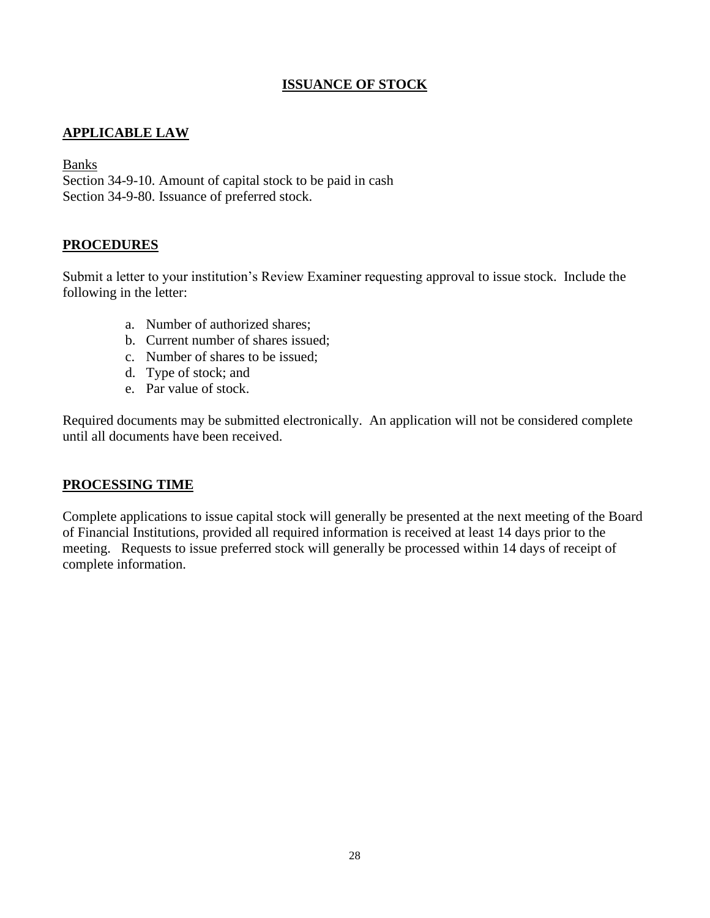# ISSUANCE OF STOCK

## APPLICABLE LAW

Banks
Section 34-9-10. Amount of capital stock to be paid in cash
Section 34-9-80. Issuance of preferred stock.

## PROCEDURES

Submit a letter to your institution's Review Examiner requesting approval to issue stock. Include the following in the letter:

a. Number of authorized shares;
b. Current number of shares issued;
c. Number of shares to be issued;
d. Type of stock; and
e. Par value of stock.

Required documents may be submitted electronically. An application will not be considered complete until all documents have been received.

## PROCESSING TIME

Complete applications to issue capital stock will generally be presented at the next meeting of the Board of Financial Institutions, provided all required information is received at least 14 days prior to the meeting. Requests to issue preferred stock will generally be processed within 14 days of receipt of complete information.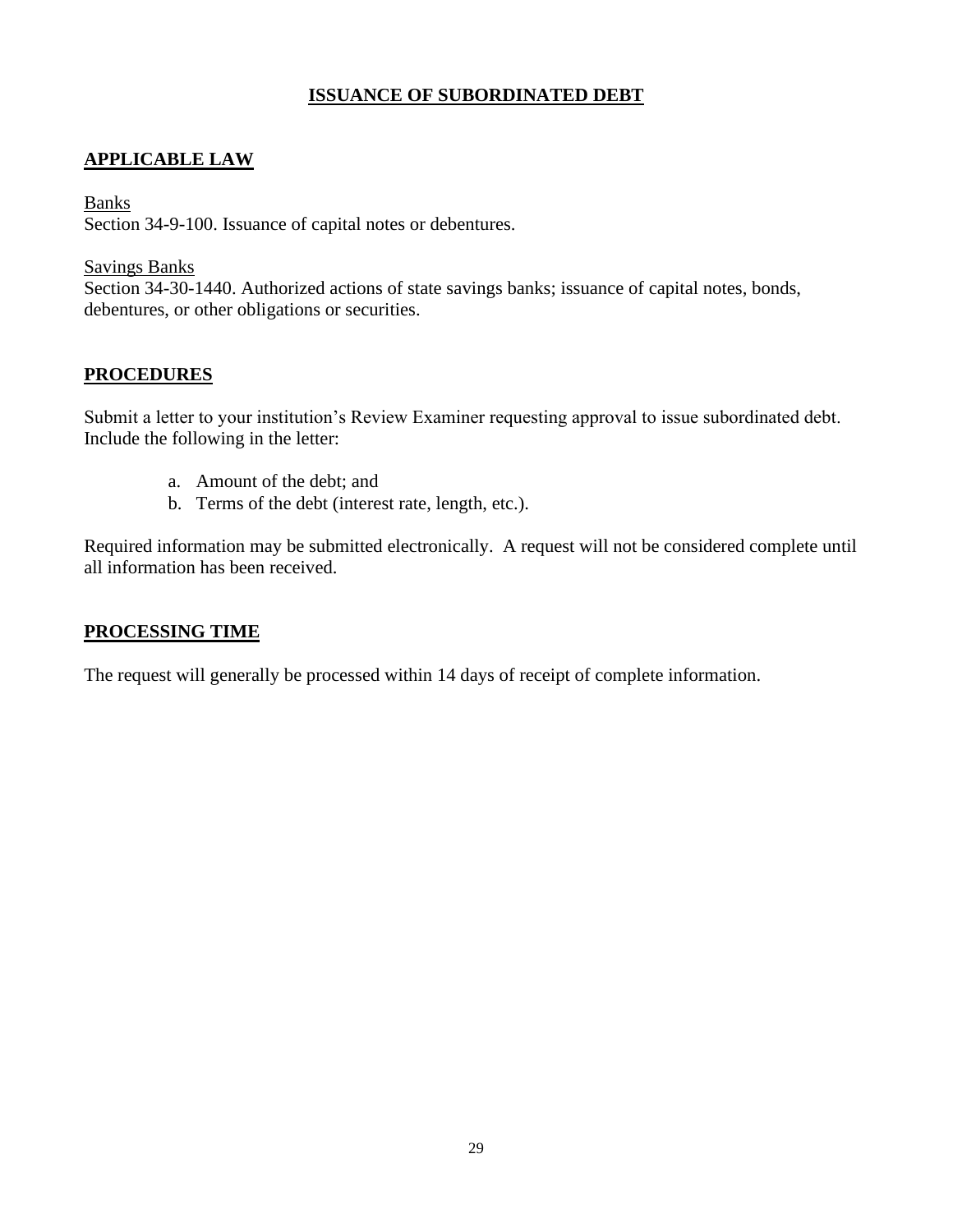# ISSUANCE OF SUBORDINATED DEBT

## APPLICABLE LAW

Banks
Section 34-9-100. Issuance of capital notes or debentures.

Savings Banks
Section 34-30-1440. Authorized actions of state savings banks; issuance of capital notes, bonds, debentures, or other obligations or securities.

## PROCEDURES

Submit a letter to your institution's Review Examiner requesting approval to issue subordinated debt. Include the following in the letter:

a. Amount of the debt; and
b. Terms of the debt (interest rate, length, etc.).

Required information may be submitted electronically. A request will not be considered complete until all information has been received.

## PROCESSING TIME

The request will generally be processed within 14 days of receipt of complete information.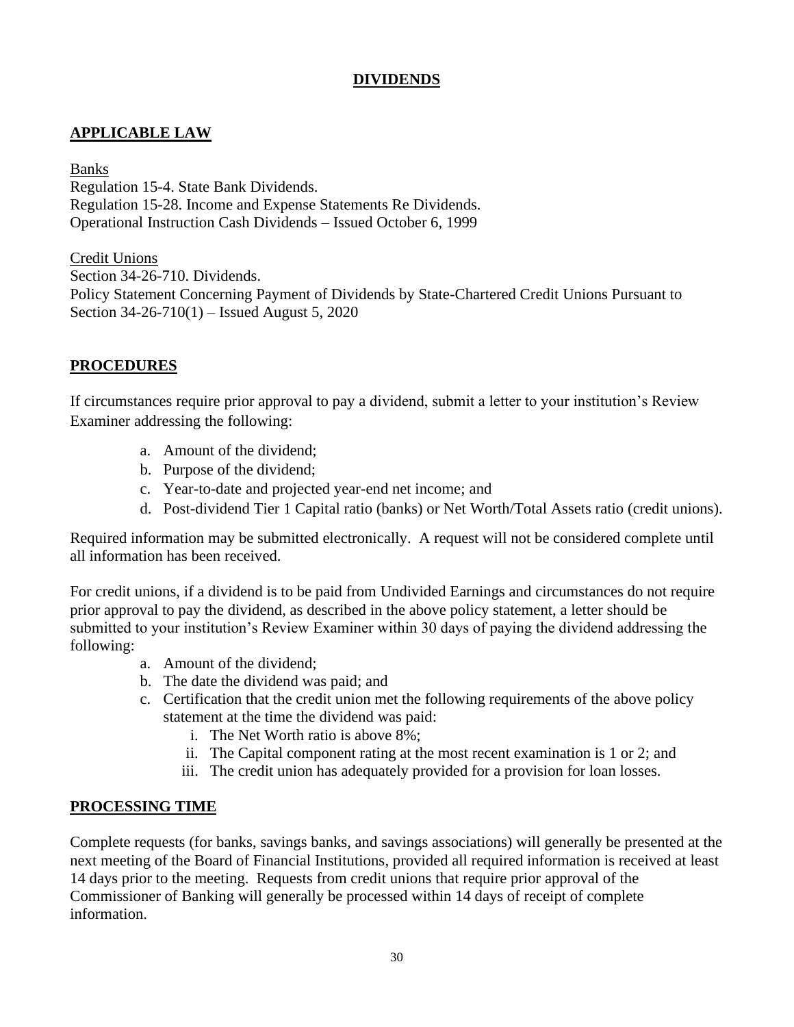# DIVIDENDS

## APPLICABLE LAW

Banks

Regulation 15-4. State Bank Dividends.
Regulation 15-28. Income and Expense Statements Re Dividends.
Operational Instruction Cash Dividends – Issued October 6, 1999

Credit Unions

Section 34-26-710. Dividends.
Policy Statement Concerning Payment of Dividends by State-Chartered Credit Unions Pursuant to Section 34-26-710(1) – Issued August 5, 2020

## PROCEDURES

If circumstances require prior approval to pay a dividend, submit a letter to your institution's Review Examiner addressing the following:

a. Amount of the dividend;
b. Purpose of the dividend;
c. Year-to-date and projected year-end net income; and
d. Post-dividend Tier 1 Capital ratio (banks) or Net Worth/Total Assets ratio (credit unions).

Required information may be submitted electronically. A request will not be considered complete until all information has been received.

For credit unions, if a dividend is to be paid from Undivided Earnings and circumstances do not require prior approval to pay the dividend, as described in the above policy statement, a letter should be submitted to your institution's Review Examiner within 30 days of paying the dividend addressing the following:

a. Amount of the dividend;
b. The date the dividend was paid; and
c. Certification that the credit union met the following requirements of the above policy statement at the time the dividend was paid:
    i. The Net Worth ratio is above 8%;
    ii. The Capital component rating at the most recent examination is 1 or 2; and
    iii. The credit union has adequately provided for a provision for loan losses.

## PROCESSING TIME

Complete requests (for banks, savings banks, and savings associations) will generally be presented at the next meeting of the Board of Financial Institutions, provided all required information is received at least 14 days prior to the meeting. Requests from credit unions that require prior approval of the Commissioner of Banking will generally be processed within 14 days of receipt of complete information.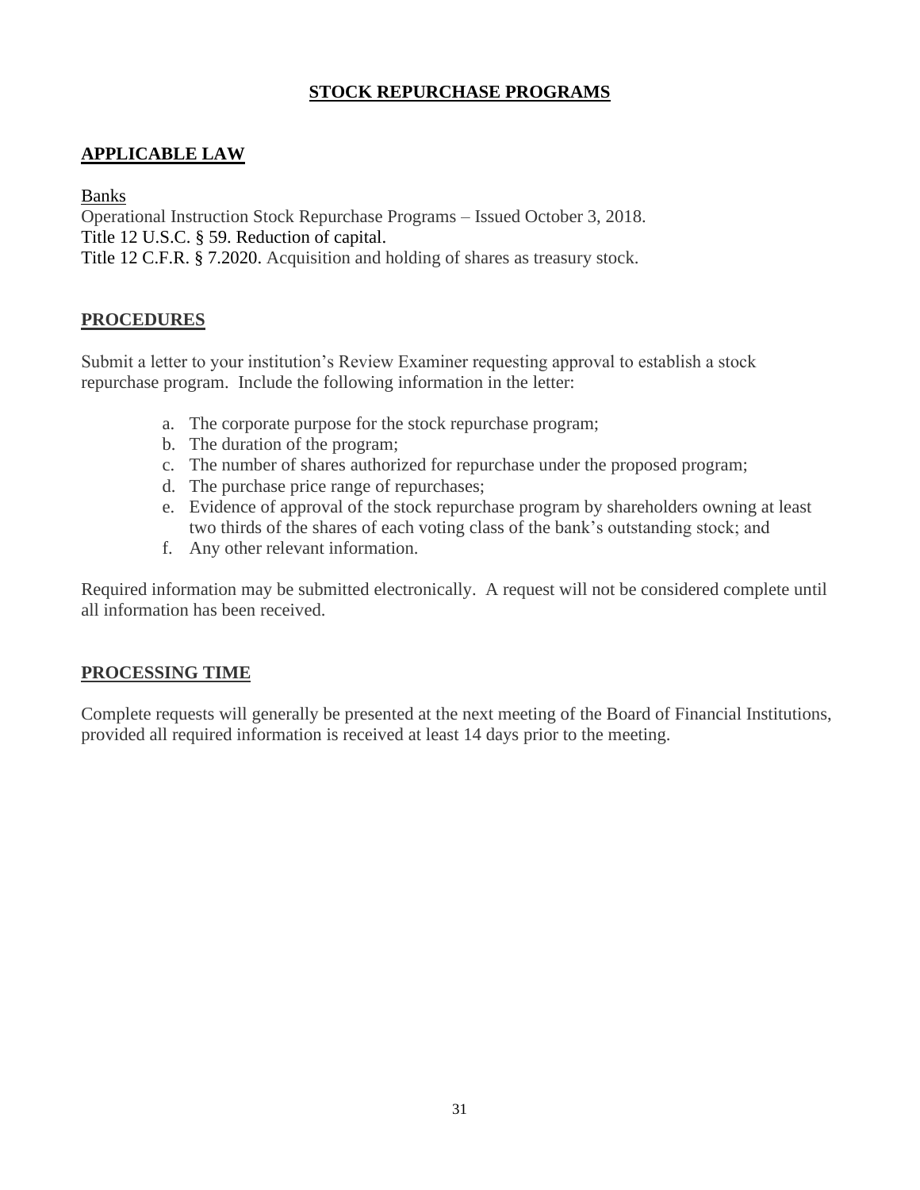# STOCK REPURCHASE PROGRAMS

## APPLICABLE LAW

Banks

Operational Instruction Stock Repurchase Programs – Issued October 3, 2018.
Title 12 U.S.C. § 59. Reduction of capital.
Title 12 C.F.R. § 7.2020. Acquisition and holding of shares as treasury stock.

## PROCEDURES

Submit a letter to your institution's Review Examiner requesting approval to establish a stock repurchase program. Include the following information in the letter:

a. The corporate purpose for the stock repurchase program;
b. The duration of the program;
c. The number of shares authorized for repurchase under the proposed program;
d. The purchase price range of repurchases;
e. Evidence of approval of the stock repurchase program by shareholders owning at least two thirds of the shares of each voting class of the bank's outstanding stock; and
f. Any other relevant information.

Required information may be submitted electronically. A request will not be considered complete until all information has been received.

## PROCESSING TIME

Complete requests will generally be presented at the next meeting of the Board of Financial Institutions, provided all required information is received at least 14 days prior to the meeting.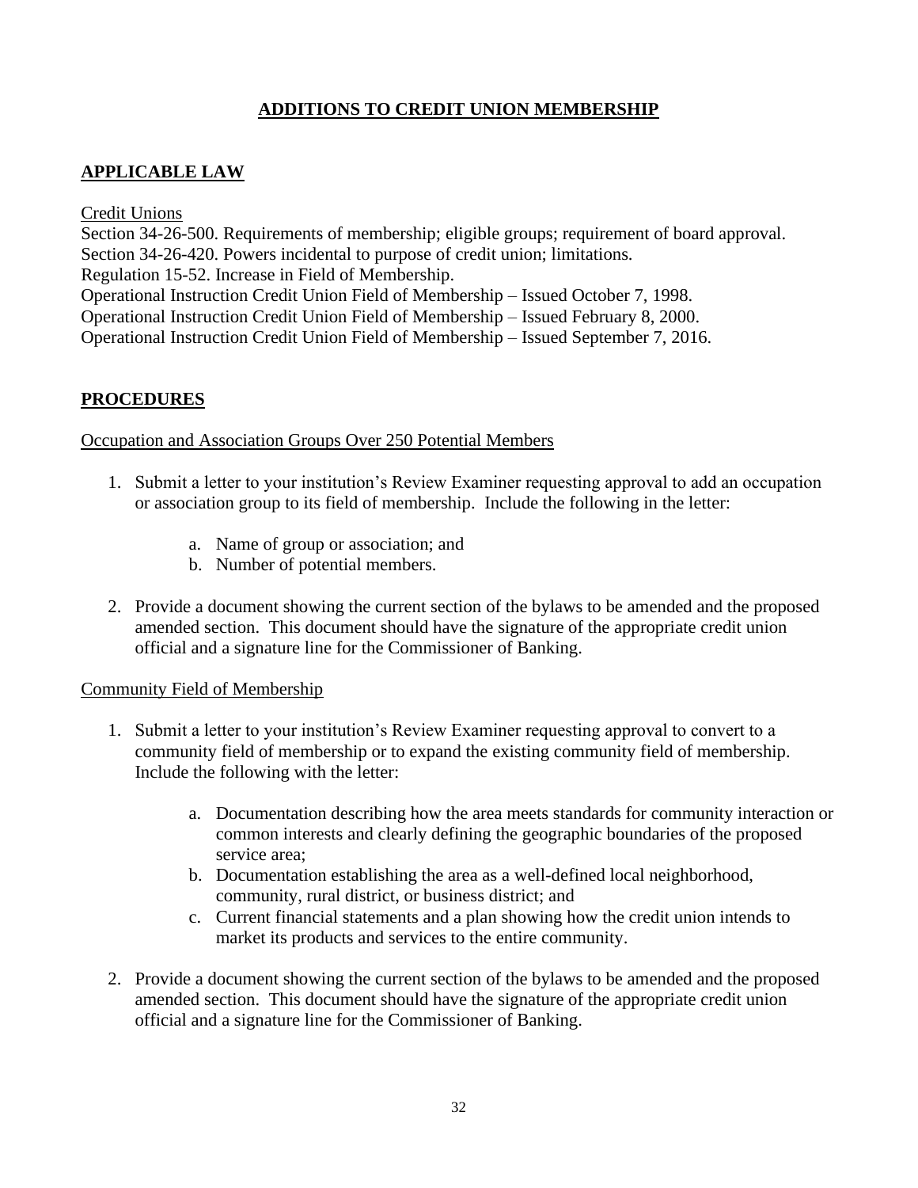# ADDITIONS TO CREDIT UNION MEMBERSHIP

## APPLICABLE LAW

Credit Unions

Section 34-26-500. Requirements of membership; eligible groups; requirement of board approval.
Section 34-26-420. Powers incidental to purpose of credit union; limitations.
Regulation 15-52. Increase in Field of Membership.
Operational Instruction Credit Union Field of Membership – Issued October 7, 1998.
Operational Instruction Credit Union Field of Membership – Issued February 8, 2000.
Operational Instruction Credit Union Field of Membership – Issued September 7, 2016.

## PROCEDURES

Occupation and Association Groups Over 250 Potential Members

1. Submit a letter to your institution's Review Examiner requesting approval to add an occupation or association group to its field of membership. Include the following in the letter:
   a. Name of group or association; and
   b. Number of potential members.
2. Provide a document showing the current section of the bylaws to be amended and the proposed amended section. This document should have the signature of the appropriate credit union official and a signature line for the Commissioner of Banking.

Community Field of Membership

1. Submit a letter to your institution's Review Examiner requesting approval to convert to a community field of membership or to expand the existing community field of membership. Include the following with the letter:
   a. Documentation describing how the area meets standards for community interaction or common interests and clearly defining the geographic boundaries of the proposed service area;
   b. Documentation establishing the area as a well-defined local neighborhood, community, rural district, or business district; and
   c. Current financial statements and a plan showing how the credit union intends to market its products and services to the entire community.
2. Provide a document showing the current section of the bylaws to be amended and the proposed amended section. This document should have the signature of the appropriate credit union official and a signature line for the Commissioner of Banking.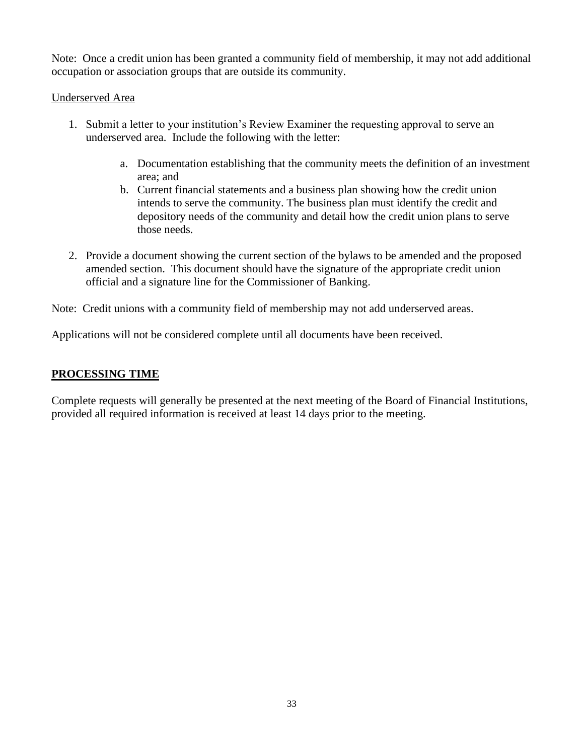Note: Once a credit union has been granted a community field of membership, it may not add additional occupation or association groups that are outside its community.

Underserved Area

1. Submit a letter to your institution's Review Examiner the requesting approval to serve an underserved area. Include the following with the letter:

    a. Documentation establishing that the community meets the definition of an investment area; and
    b. Current financial statements and a business plan showing how the credit union intends to serve the community. The business plan must identify the credit and depository needs of the community and detail how the credit union plans to serve those needs.

2. Provide a document showing the current section of the bylaws to be amended and the proposed amended section. This document should have the signature of the appropriate credit union official and a signature line for the Commissioner of Banking.

Note: Credit unions with a community field of membership may not add underserved areas.

Applications will not be considered complete until all documents have been received.

## PROCESSING TIME

Complete requests will generally be presented at the next meeting of the Board of Financial Institutions, provided all required information is received at least 14 days prior to the meeting.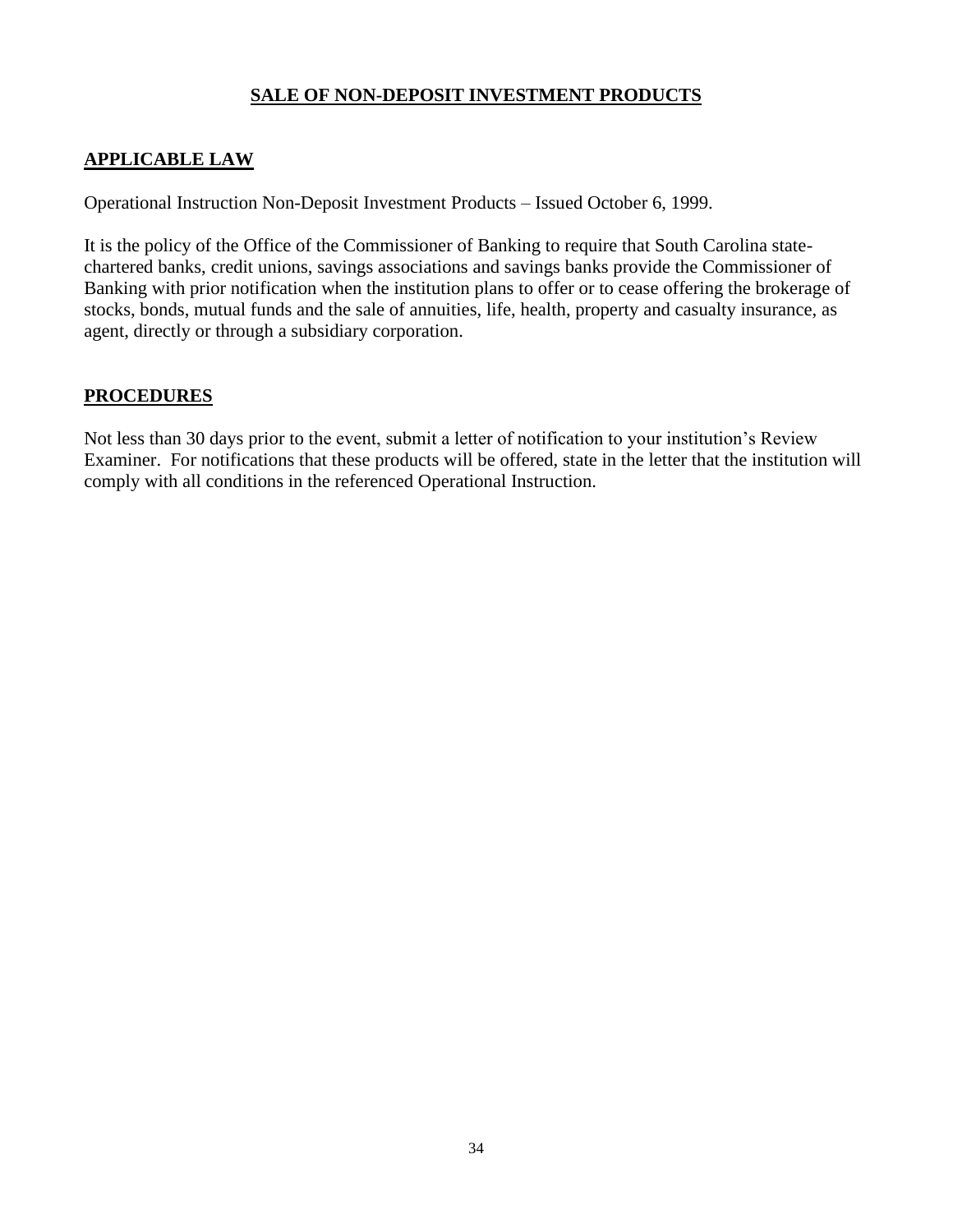# SALE OF NON-DEPOSIT INVESTMENT PRODUCTS

## APPLICABLE LAW

Operational Instruction Non-Deposit Investment Products – Issued October 6, 1999.

It is the policy of the Office of the Commissioner of Banking to require that South Carolina state-chartered banks, credit unions, savings associations and savings banks provide the Commissioner of Banking with prior notification when the institution plans to offer or to cease offering the brokerage of stocks, bonds, mutual funds and the sale of annuities, life, health, property and casualty insurance, as agent, directly or through a subsidiary corporation.

## PROCEDURES

Not less than 30 days prior to the event, submit a letter of notification to your institution's Review Examiner. For notifications that these products will be offered, state in the letter that the institution will comply with all conditions in the referenced Operational Instruction.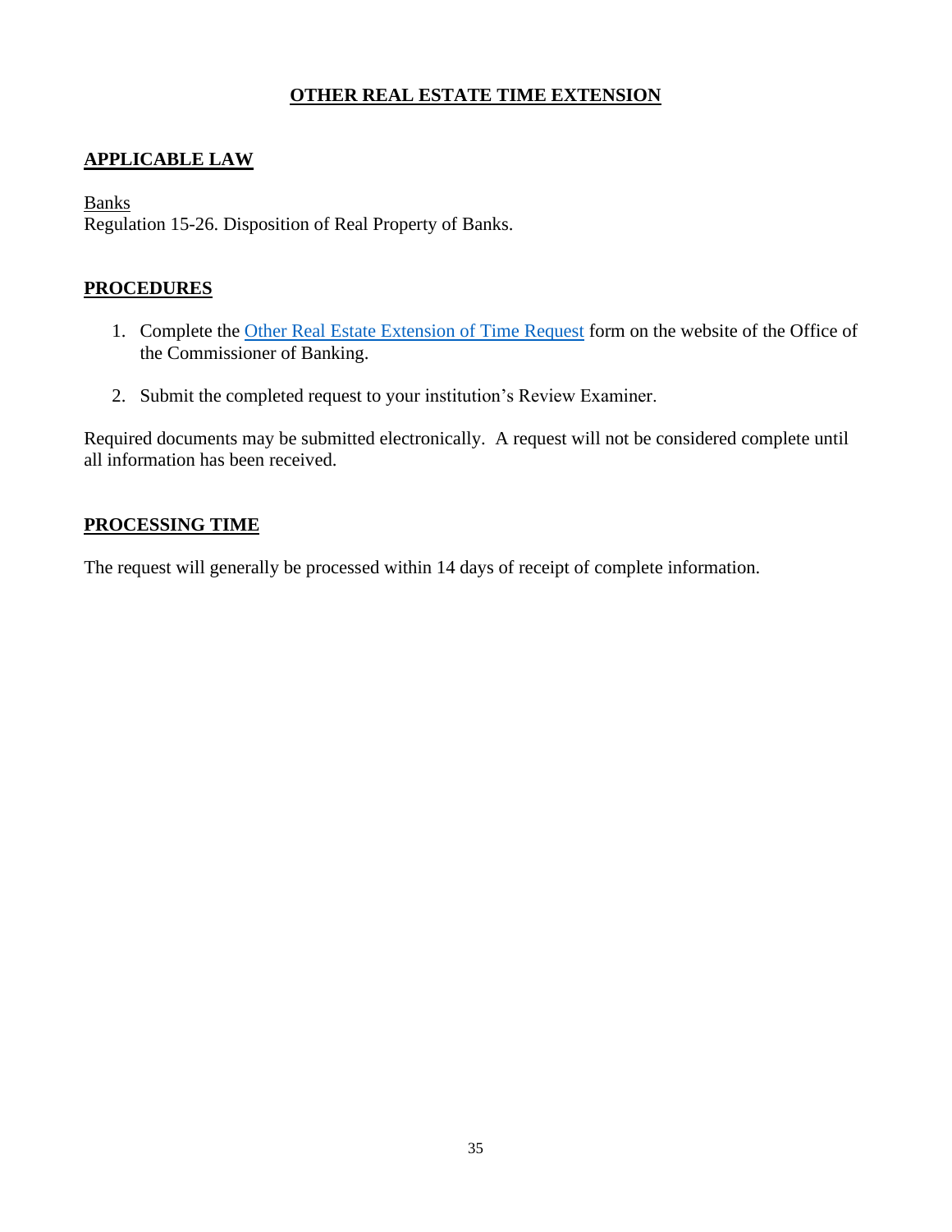# OTHER REAL ESTATE TIME EXTENSION

## APPLICABLE LAW

Banks
Regulation 15-26. Disposition of Real Property of Banks.

## PROCEDURES

1. Complete the Other Real Estate Extension of Time Request form on the website of the Office of the Commissioner of Banking.

2. Submit the completed request to your institution's Review Examiner.

Required documents may be submitted electronically. A request will not be considered complete until all information has been received.

## PROCESSING TIME

The request will generally be processed within 14 days of receipt of complete information.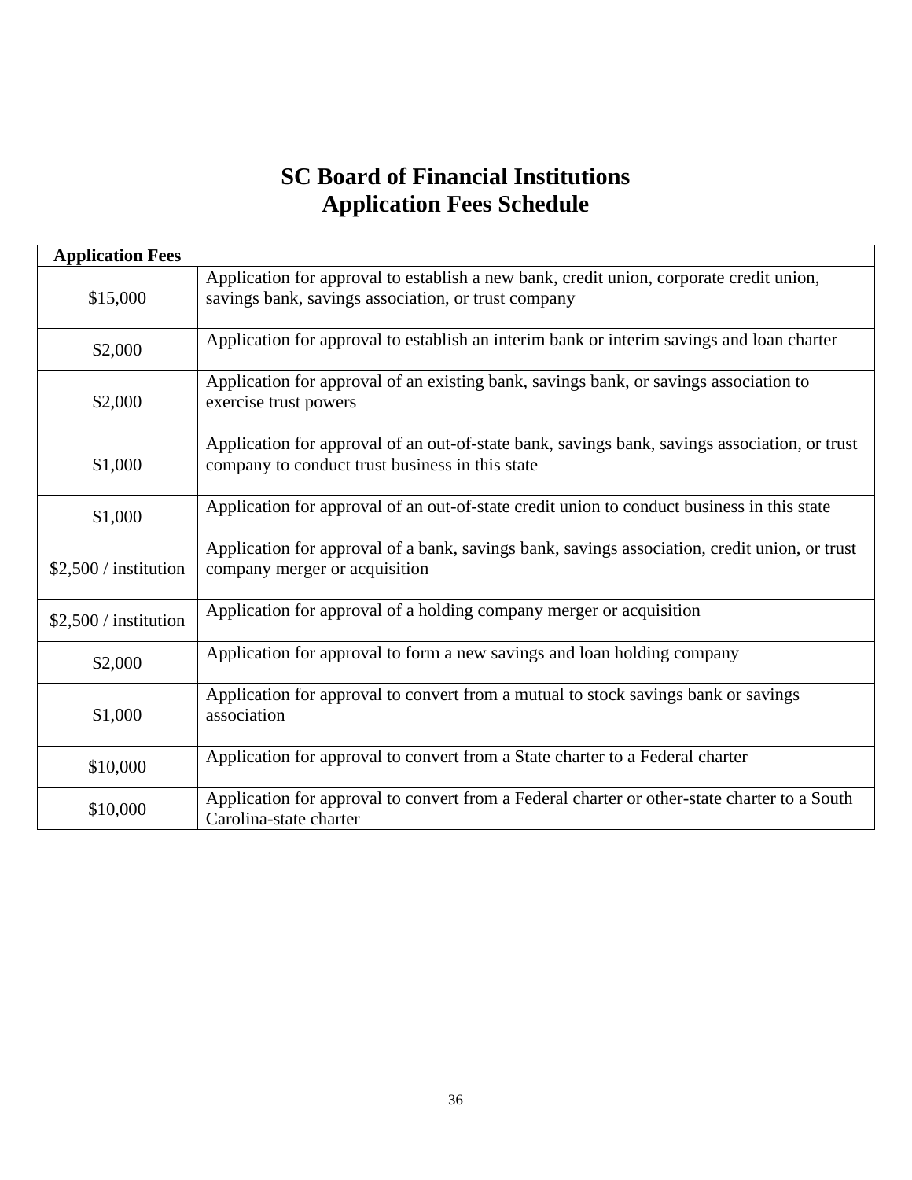# SC Board of Financial Institutions
# Application Fees Schedule

| Application Fees | |
|---|---|
| $15,000 | Application for approval to establish a new bank, credit union, corporate credit union, savings bank, savings association, or trust company |
| $2,000 | Application for approval to establish an interim bank or interim savings and loan charter |
| $2,000 | Application for approval of an existing bank, savings bank, or savings association to exercise trust powers |
| $1,000 | Application for approval of an out-of-state bank, savings bank, savings association, or trust company to conduct trust business in this state |
| $1,000 | Application for approval of an out-of-state credit union to conduct business in this state |
| $2,500 / institution | Application for approval of a bank, savings bank, savings association, credit union, or trust company merger or acquisition |
| $2,500 / institution | Application for approval of a holding company merger or acquisition |
| $2,000 | Application for approval to form a new savings and loan holding company |
| $1,000 | Application for approval to convert from a mutual to stock savings bank or savings association |
| $10,000 | Application for approval to convert from a State charter to a Federal charter |
| $10,000 | Application for approval to convert from a Federal charter or other-state charter to a South Carolina-state charter |